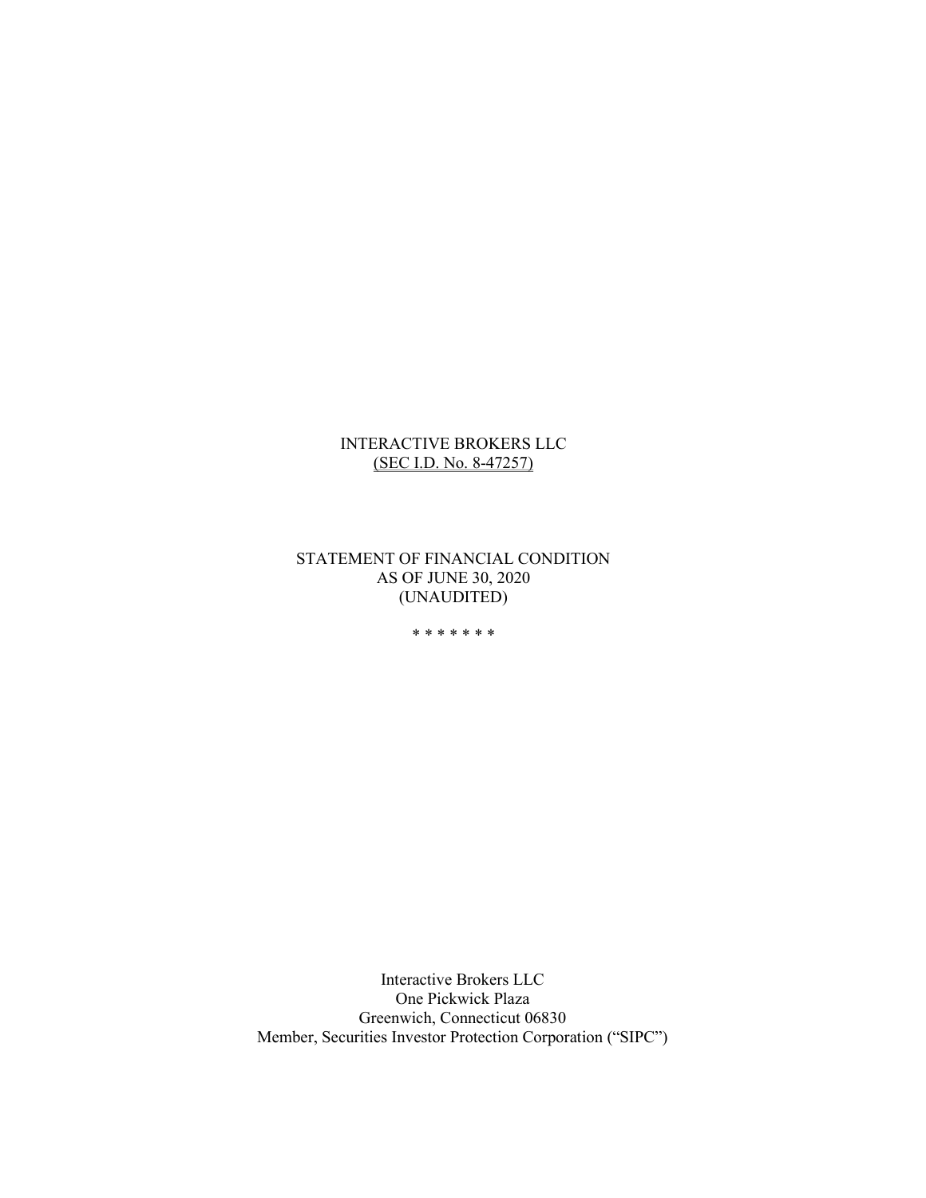INTERACTIVE BROKERS LLC

(SEC I.D. No. 8-47257)

STATEMENT OF FINANCIAL CONDITION

AS OF JUNE 30, 2020

(UNAUDITED)

* * * * * * *

Interactive Brokers LLC

One Pickwick Plaza

Greenwich, Connecticut 06830

Member, Securities Investor Protection Corporation (“SIPC”)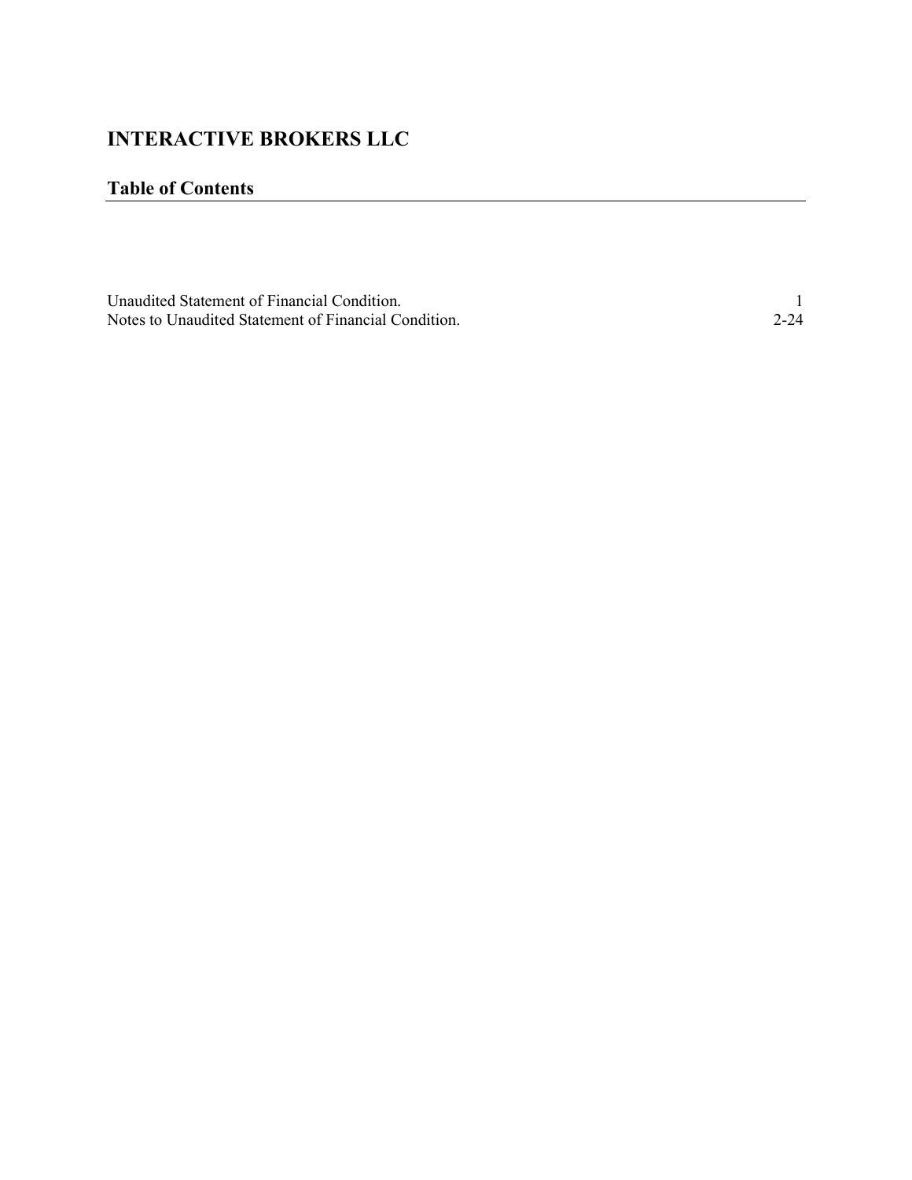# INTERACTIVE BROKERS LLC

## Table of Contents

| | |
|---|---|
| Unaudited Statement of Financial Condition. | 1 |
| Notes to Unaudited Statement of Financial Condition. | 2-24 |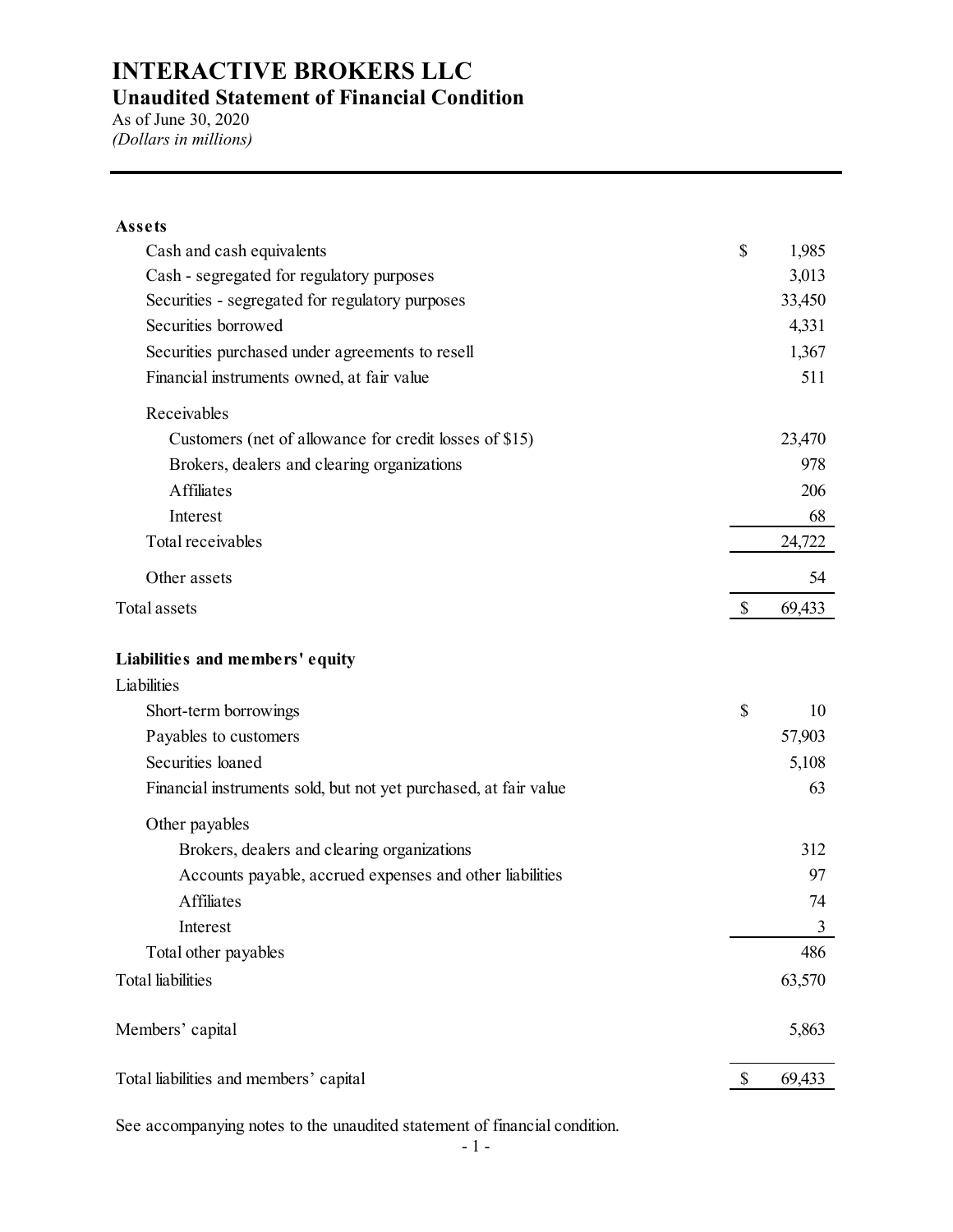# INTERACTIVE BROKERS LLC

## Unaudited Statement of Financial Condition

As of June 30, 2020

*(Dollars in millions)*

| | | |
|---|---|---|
| **Assets** | | |
| Cash and cash equivalents | $ | 1,985 |
| Cash - segregated for regulatory purposes | | 3,013 |
| Securities - segregated for regulatory purposes | | 33,450 |
| Securities borrowed | | 4,331 |
| Securities purchased under agreements to resell | | 1,367 |
| Financial instruments owned, at fair value | | 511 |
| Receivables | | |
| Customers (net of allowance for credit losses of $15) | | 23,470 |
| Brokers, dealers and clearing organizations | | 978 |
| Affiliates | | 206 |
| Interest | | 68 |
| Total receivables | | 24,722 |
| Other assets | | 54 |
| Total assets | $ | 69,433 |
| **Liabilities and members' equity** | | |
| Liabilities | | |
| Short-term borrowings | $ | 10 |
| Payables to customers | | 57,903 |
| Securities loaned | | 5,108 |
| Financial instruments sold, but not yet purchased, at fair value | | 63 |
| Other payables | | |
| Brokers, dealers and clearing organizations | | 312 |
| Accounts payable, accrued expenses and other liabilities | | 97 |
| Affiliates | | 74 |
| Interest | | 3 |
| Total other payables | | 486 |
| Total liabilities | | 63,570 |
| Members' capital | | 5,863 |
| Total liabilities and members' capital | $ | 69,433 |

See accompanying notes to the unaudited statement of financial condition.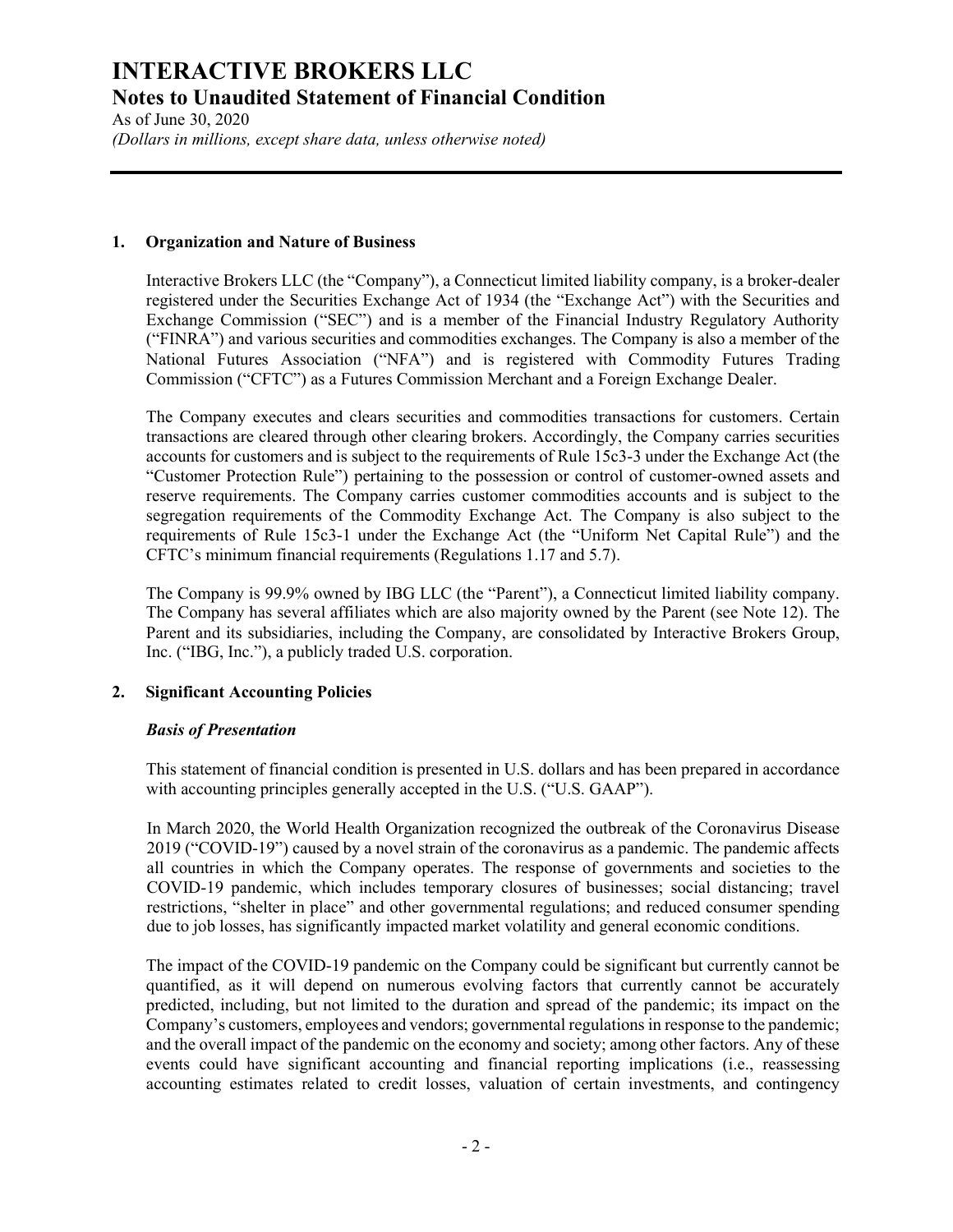## 1. Organization and Nature of Business

Interactive Brokers LLC (the "Company"), a Connecticut limited liability company, is a broker-dealer registered under the Securities Exchange Act of 1934 (the "Exchange Act") with the Securities and Exchange Commission ("SEC") and is a member of the Financial Industry Regulatory Authority ("FINRA") and various securities and commodities exchanges. The Company is also a member of the National Futures Association ("NFA") and is registered with Commodity Futures Trading Commission ("CFTC") as a Futures Commission Merchant and a Foreign Exchange Dealer.

The Company executes and clears securities and commodities transactions for customers. Certain transactions are cleared through other clearing brokers. Accordingly, the Company carries securities accounts for customers and is subject to the requirements of Rule 15c3-3 under the Exchange Act (the "Customer Protection Rule") pertaining to the possession or control of customer-owned assets and reserve requirements. The Company carries customer commodities accounts and is subject to the segregation requirements of the Commodity Exchange Act. The Company is also subject to the requirements of Rule 15c3-1 under the Exchange Act (the "Uniform Net Capital Rule") and the CFTC's minimum financial requirements (Regulations 1.17 and 5.7).

The Company is 99.9% owned by IBG LLC (the "Parent"), a Connecticut limited liability company. The Company has several affiliates which are also majority owned by the Parent (see Note 12). The Parent and its subsidiaries, including the Company, are consolidated by Interactive Brokers Group, Inc. ("IBG, Inc."), a publicly traded U.S. corporation.

## 2. Significant Accounting Policies

### *Basis of Presentation*

This statement of financial condition is presented in U.S. dollars and has been prepared in accordance with accounting principles generally accepted in the U.S. ("U.S. GAAP").

In March 2020, the World Health Organization recognized the outbreak of the Coronavirus Disease 2019 ("COVID-19") caused by a novel strain of the coronavirus as a pandemic. The pandemic affects all countries in which the Company operates. The response of governments and societies to the COVID-19 pandemic, which includes temporary closures of businesses; social distancing; travel restrictions, "shelter in place" and other governmental regulations; and reduced consumer spending due to job losses, has significantly impacted market volatility and general economic conditions.

The impact of the COVID-19 pandemic on the Company could be significant but currently cannot be quantified, as it will depend on numerous evolving factors that currently cannot be accurately predicted, including, but not limited to the duration and spread of the pandemic; its impact on the Company's customers, employees and vendors; governmental regulations in response to the pandemic; and the overall impact of the pandemic on the economy and society; among other factors. Any of these events could have significant accounting and financial reporting implications (i.e., reassessing accounting estimates related to credit losses, valuation of certain investments, and contingency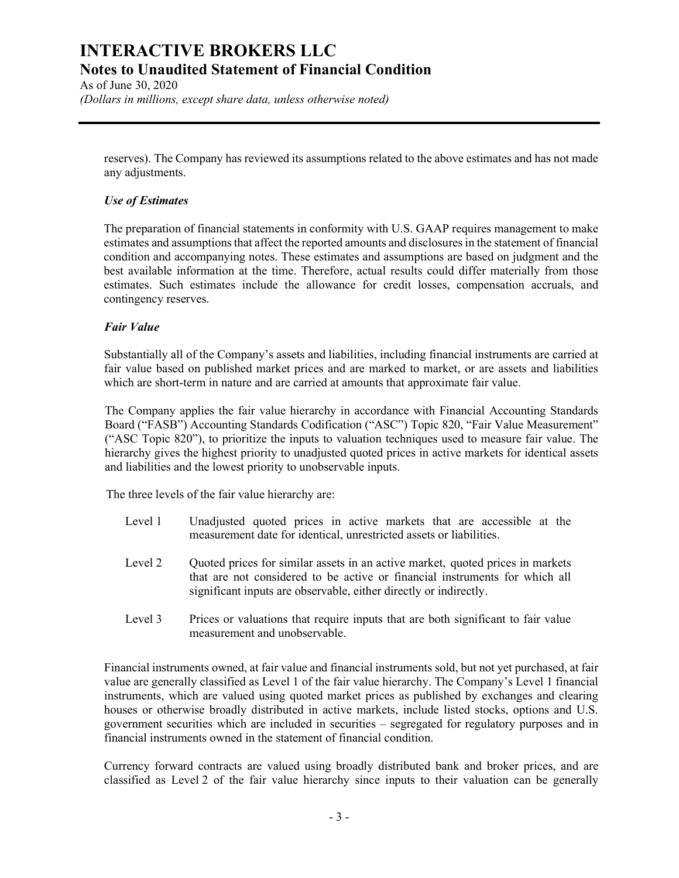reserves). The Company has reviewed its assumptions related to the above estimates and has not made any adjustments.

### *Use of Estimates*

The preparation of financial statements in conformity with U.S. GAAP requires management to make estimates and assumptions that affect the reported amounts and disclosures in the statement of financial condition and accompanying notes. These estimates and assumptions are based on judgment and the best available information at the time. Therefore, actual results could differ materially from those estimates. Such estimates include the allowance for credit losses, compensation accruals, and contingency reserves.

### *Fair Value*

Substantially all of the Company's assets and liabilities, including financial instruments are carried at fair value based on published market prices and are marked to market, or are assets and liabilities which are short-term in nature and are carried at amounts that approximate fair value.

The Company applies the fair value hierarchy in accordance with Financial Accounting Standards Board ("FASB") Accounting Standards Codification ("ASC") Topic 820, "Fair Value Measurement" ("ASC Topic 820"), to prioritize the inputs to valuation techniques used to measure fair value. The hierarchy gives the highest priority to unadjusted quoted prices in active markets for identical assets and liabilities and the lowest priority to unobservable inputs.

The three levels of the fair value hierarchy are:

- Level 1 Unadjusted quoted prices in active markets that are accessible at the measurement date for identical, unrestricted assets or liabilities.
- Level 2 Quoted prices for similar assets in an active market, quoted prices in markets that are not considered to be active or financial instruments for which all significant inputs are observable, either directly or indirectly.
- Level 3 Prices or valuations that require inputs that are both significant to fair value measurement and unobservable.

Financial instruments owned, at fair value and financial instruments sold, but not yet purchased, at fair value are generally classified as Level 1 of the fair value hierarchy. The Company's Level 1 financial instruments, which are valued using quoted market prices as published by exchanges and clearing houses or otherwise broadly distributed in active markets, include listed stocks, options and U.S. government securities which are included in securities – segregated for regulatory purposes and in financial instruments owned in the statement of financial condition.

Currency forward contracts are valued using broadly distributed bank and broker prices, and are classified as Level 2 of the fair value hierarchy since inputs to their valuation can be generally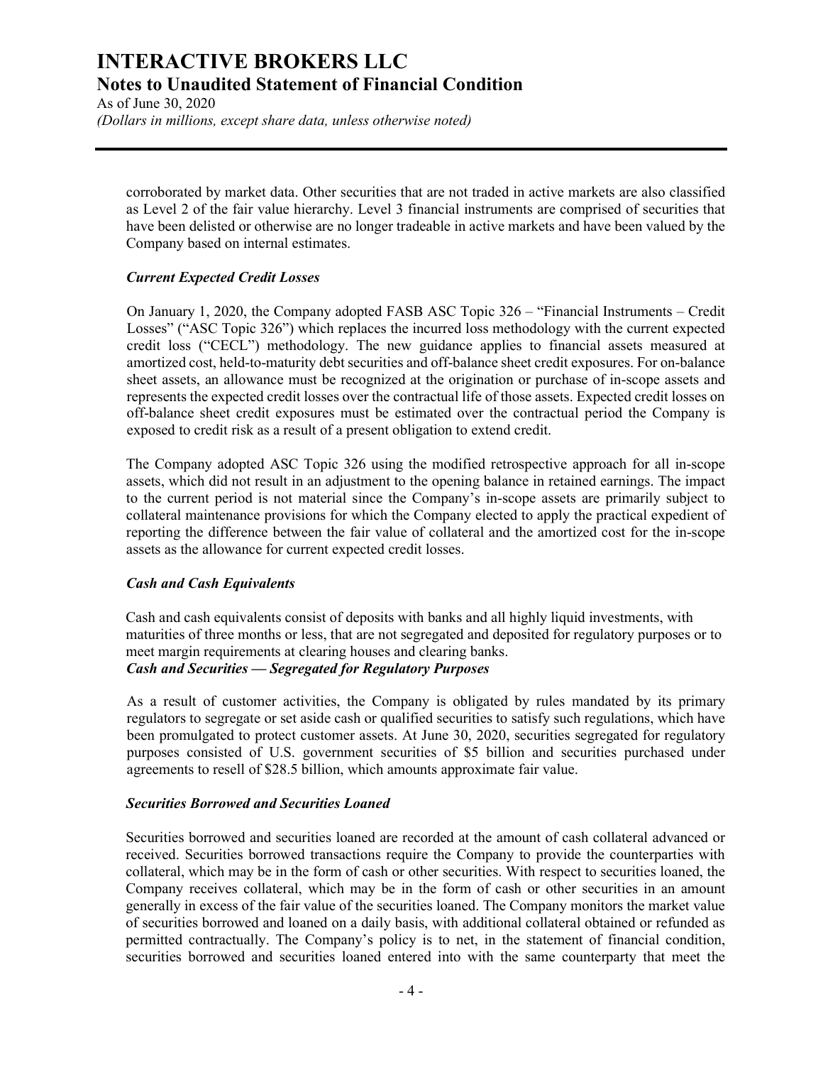corroborated by market data. Other securities that are not traded in active markets are also classified as Level 2 of the fair value hierarchy. Level 3 financial instruments are comprised of securities that have been delisted or otherwise are no longer tradeable in active markets and have been valued by the Company based on internal estimates.

### *Current Expected Credit Losses*

On January 1, 2020, the Company adopted FASB ASC Topic 326 – "Financial Instruments – Credit Losses" ("ASC Topic 326") which replaces the incurred loss methodology with the current expected credit loss ("CECL") methodology. The new guidance applies to financial assets measured at amortized cost, held-to-maturity debt securities and off-balance sheet credit exposures. For on-balance sheet assets, an allowance must be recognized at the origination or purchase of in-scope assets and represents the expected credit losses over the contractual life of those assets. Expected credit losses on off-balance sheet credit exposures must be estimated over the contractual period the Company is exposed to credit risk as a result of a present obligation to extend credit.

The Company adopted ASC Topic 326 using the modified retrospective approach for all in-scope assets, which did not result in an adjustment to the opening balance in retained earnings. The impact to the current period is not material since the Company's in-scope assets are primarily subject to collateral maintenance provisions for which the Company elected to apply the practical expedient of reporting the difference between the fair value of collateral and the amortized cost for the in-scope assets as the allowance for current expected credit losses.

### *Cash and Cash Equivalents*

Cash and cash equivalents consist of deposits with banks and all highly liquid investments, with maturities of three months or less, that are not segregated and deposited for regulatory purposes or to meet margin requirements at clearing houses and clearing banks.

### *Cash and Securities — Segregated for Regulatory Purposes*

As a result of customer activities, the Company is obligated by rules mandated by its primary regulators to segregate or set aside cash or qualified securities to satisfy such regulations, which have been promulgated to protect customer assets. At June 30, 2020, securities segregated for regulatory purposes consisted of U.S. government securities of $5 billion and securities purchased under agreements to resell of $28.5 billion, which amounts approximate fair value.

### *Securities Borrowed and Securities Loaned*

Securities borrowed and securities loaned are recorded at the amount of cash collateral advanced or received. Securities borrowed transactions require the Company to provide the counterparties with collateral, which may be in the form of cash or other securities. With respect to securities loaned, the Company receives collateral, which may be in the form of cash or other securities in an amount generally in excess of the fair value of the securities loaned. The Company monitors the market value of securities borrowed and loaned on a daily basis, with additional collateral obtained or refunded as permitted contractually. The Company's policy is to net, in the statement of financial condition, securities borrowed and securities loaned entered into with the same counterparty that meet the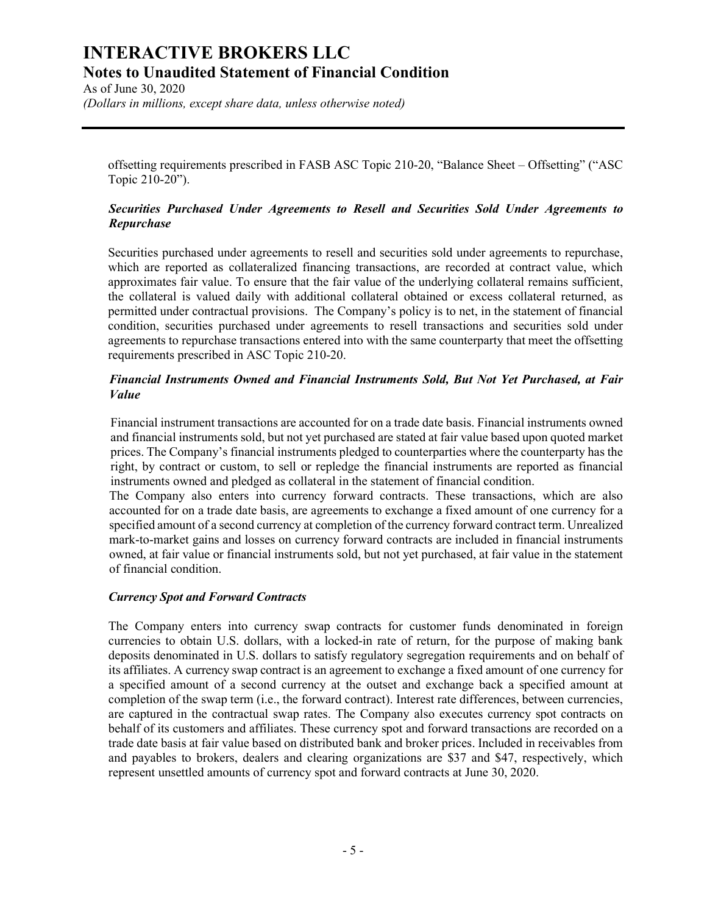offsetting requirements prescribed in FASB ASC Topic 210-20, "Balance Sheet – Offsetting" ("ASC Topic 210-20").

***Securities Purchased Under Agreements to Resell and Securities Sold Under Agreements to Repurchase***

Securities purchased under agreements to resell and securities sold under agreements to repurchase, which are reported as collateralized financing transactions, are recorded at contract value, which approximates fair value. To ensure that the fair value of the underlying collateral remains sufficient, the collateral is valued daily with additional collateral obtained or excess collateral returned, as permitted under contractual provisions. The Company's policy is to net, in the statement of financial condition, securities purchased under agreements to resell transactions and securities sold under agreements to repurchase transactions entered into with the same counterparty that meet the offsetting requirements prescribed in ASC Topic 210-20.

***Financial Instruments Owned and Financial Instruments Sold, But Not Yet Purchased, at Fair Value***

Financial instrument transactions are accounted for on a trade date basis. Financial instruments owned and financial instruments sold, but not yet purchased are stated at fair value based upon quoted market prices. The Company's financial instruments pledged to counterparties where the counterparty has the right, by contract or custom, to sell or repledge the financial instruments are reported as financial instruments owned and pledged as collateral in the statement of financial condition.

The Company also enters into currency forward contracts. These transactions, which are also accounted for on a trade date basis, are agreements to exchange a fixed amount of one currency for a specified amount of a second currency at completion of the currency forward contract term. Unrealized mark-to-market gains and losses on currency forward contracts are included in financial instruments owned, at fair value or financial instruments sold, but not yet purchased, at fair value in the statement of financial condition.

***Currency Spot and Forward Contracts***

The Company enters into currency swap contracts for customer funds denominated in foreign currencies to obtain U.S. dollars, with a locked-in rate of return, for the purpose of making bank deposits denominated in U.S. dollars to satisfy regulatory segregation requirements and on behalf of its affiliates. A currency swap contract is an agreement to exchange a fixed amount of one currency for a specified amount of a second currency at the outset and exchange back a specified amount at completion of the swap term (i.e., the forward contract). Interest rate differences, between currencies, are captured in the contractual swap rates. The Company also executes currency spot contracts on behalf of its customers and affiliates. These currency spot and forward transactions are recorded on a trade date basis at fair value based on distributed bank and broker prices. Included in receivables from and payables to brokers, dealers and clearing organizations are $37 and $47, respectively, which represent unsettled amounts of currency spot and forward contracts at June 30, 2020.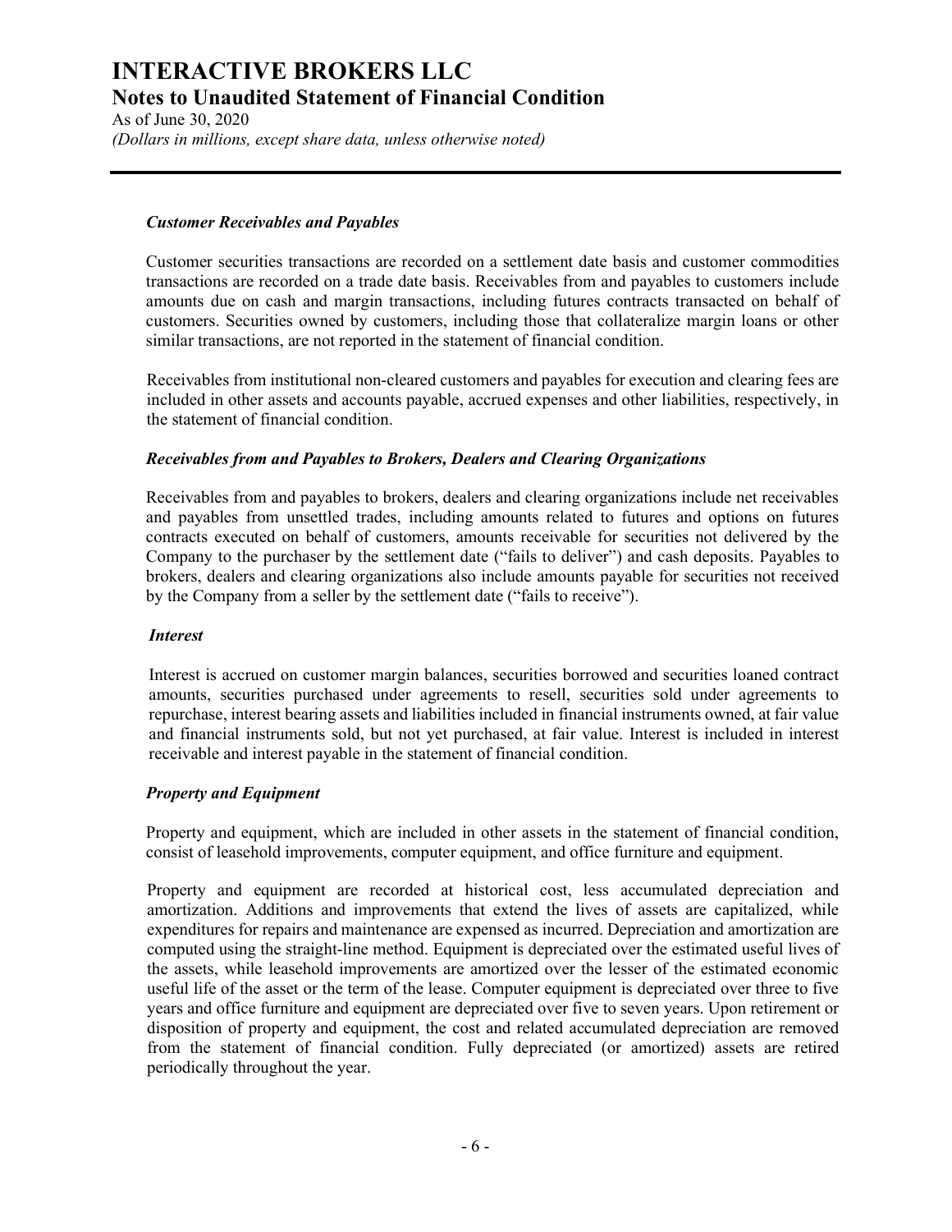### *Customer Receivables and Payables*

Customer securities transactions are recorded on a settlement date basis and customer commodities transactions are recorded on a trade date basis. Receivables from and payables to customers include amounts due on cash and margin transactions, including futures contracts transacted on behalf of customers. Securities owned by customers, including those that collateralize margin loans or other similar transactions, are not reported in the statement of financial condition.

Receivables from institutional non-cleared customers and payables for execution and clearing fees are included in other assets and accounts payable, accrued expenses and other liabilities, respectively, in the statement of financial condition.

### *Receivables from and Payables to Brokers, Dealers and Clearing Organizations*

Receivables from and payables to brokers, dealers and clearing organizations include net receivables and payables from unsettled trades, including amounts related to futures and options on futures contracts executed on behalf of customers, amounts receivable for securities not delivered by the Company to the purchaser by the settlement date ("fails to deliver") and cash deposits. Payables to brokers, dealers and clearing organizations also include amounts payable for securities not received by the Company from a seller by the settlement date ("fails to receive").

### *Interest*

Interest is accrued on customer margin balances, securities borrowed and securities loaned contract amounts, securities purchased under agreements to resell, securities sold under agreements to repurchase, interest bearing assets and liabilities included in financial instruments owned, at fair value and financial instruments sold, but not yet purchased, at fair value. Interest is included in interest receivable and interest payable in the statement of financial condition.

### *Property and Equipment*

Property and equipment, which are included in other assets in the statement of financial condition, consist of leasehold improvements, computer equipment, and office furniture and equipment.

Property and equipment are recorded at historical cost, less accumulated depreciation and amortization. Additions and improvements that extend the lives of assets are capitalized, while expenditures for repairs and maintenance are expensed as incurred. Depreciation and amortization are computed using the straight-line method. Equipment is depreciated over the estimated useful lives of the assets, while leasehold improvements are amortized over the lesser of the estimated economic useful life of the asset or the term of the lease. Computer equipment is depreciated over three to five years and office furniture and equipment are depreciated over five to seven years. Upon retirement or disposition of property and equipment, the cost and related accumulated depreciation are removed from the statement of financial condition. Fully depreciated (or amortized) assets are retired periodically throughout the year.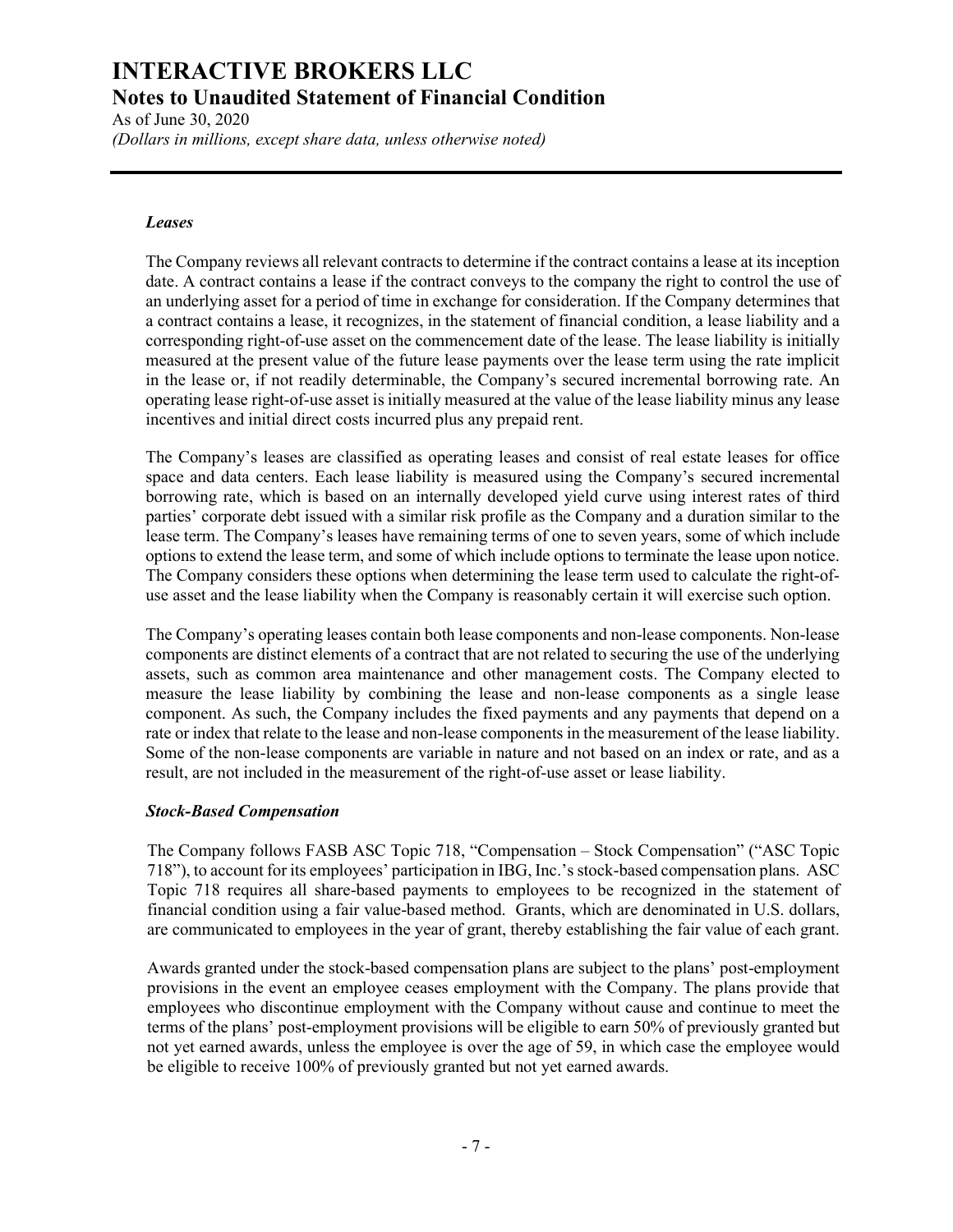### *Leases*

The Company reviews all relevant contracts to determine if the contract contains a lease at its inception date. A contract contains a lease if the contract conveys to the company the right to control the use of an underlying asset for a period of time in exchange for consideration. If the Company determines that a contract contains a lease, it recognizes, in the statement of financial condition, a lease liability and a corresponding right-of-use asset on the commencement date of the lease. The lease liability is initially measured at the present value of the future lease payments over the lease term using the rate implicit in the lease or, if not readily determinable, the Company's secured incremental borrowing rate. An operating lease right-of-use asset is initially measured at the value of the lease liability minus any lease incentives and initial direct costs incurred plus any prepaid rent.

The Company's leases are classified as operating leases and consist of real estate leases for office space and data centers. Each lease liability is measured using the Company's secured incremental borrowing rate, which is based on an internally developed yield curve using interest rates of third parties' corporate debt issued with a similar risk profile as the Company and a duration similar to the lease term. The Company's leases have remaining terms of one to seven years, some of which include options to extend the lease term, and some of which include options to terminate the lease upon notice. The Company considers these options when determining the lease term used to calculate the right-of-use asset and the lease liability when the Company is reasonably certain it will exercise such option.

The Company's operating leases contain both lease components and non-lease components. Non-lease components are distinct elements of a contract that are not related to securing the use of the underlying assets, such as common area maintenance and other management costs. The Company elected to measure the lease liability by combining the lease and non-lease components as a single lease component. As such, the Company includes the fixed payments and any payments that depend on a rate or index that relate to the lease and non-lease components in the measurement of the lease liability. Some of the non-lease components are variable in nature and not based on an index or rate, and as a result, are not included in the measurement of the right-of-use asset or lease liability.

### *Stock-Based Compensation*

The Company follows FASB ASC Topic 718, "Compensation – Stock Compensation" ("ASC Topic 718"), to account for its employees' participation in IBG, Inc.'s stock-based compensation plans. ASC Topic 718 requires all share-based payments to employees to be recognized in the statement of financial condition using a fair value-based method. Grants, which are denominated in U.S. dollars, are communicated to employees in the year of grant, thereby establishing the fair value of each grant.

Awards granted under the stock-based compensation plans are subject to the plans' post-employment provisions in the event an employee ceases employment with the Company. The plans provide that employees who discontinue employment with the Company without cause and continue to meet the terms of the plans' post-employment provisions will be eligible to earn 50% of previously granted but not yet earned awards, unless the employee is over the age of 59, in which case the employee would be eligible to receive 100% of previously granted but not yet earned awards.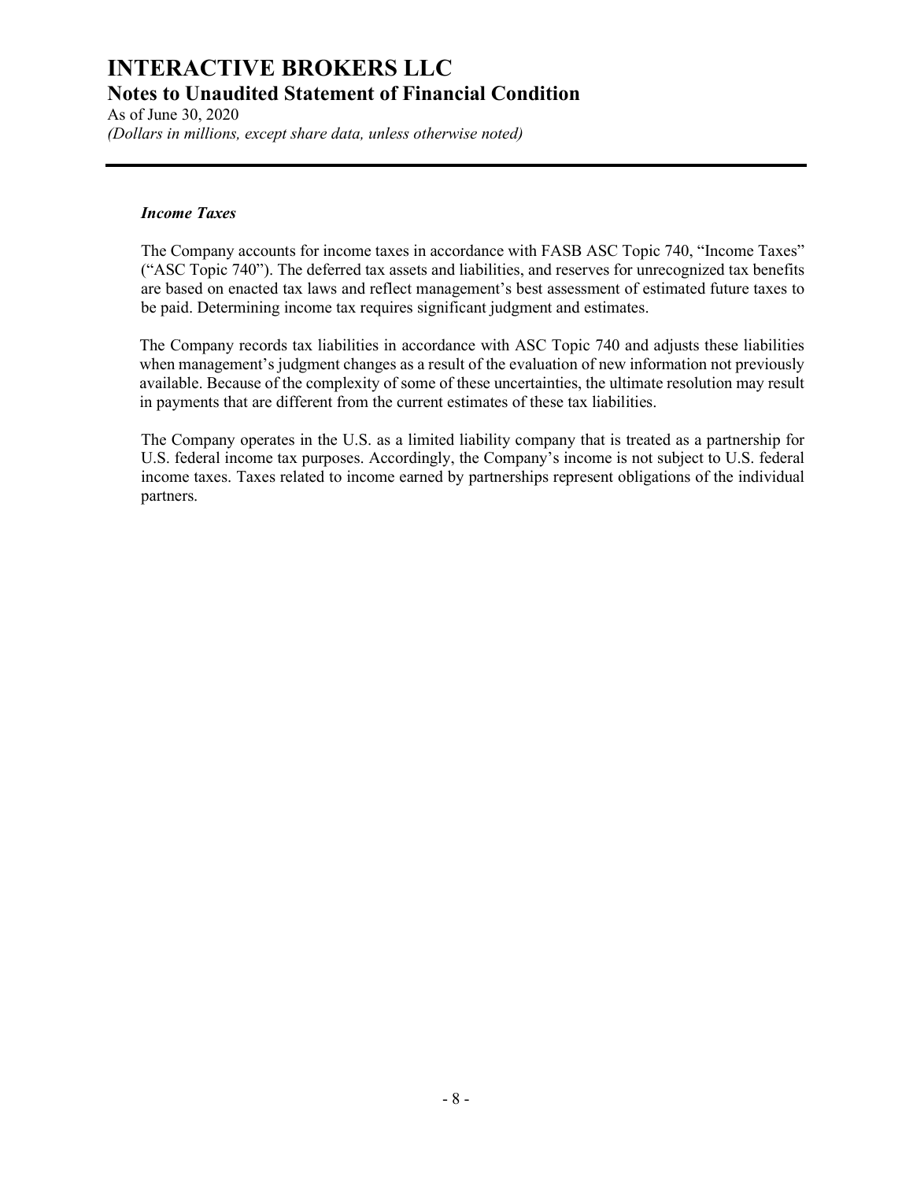### *Income Taxes*

The Company accounts for income taxes in accordance with FASB ASC Topic 740, "Income Taxes" ("ASC Topic 740"). The deferred tax assets and liabilities, and reserves for unrecognized tax benefits are based on enacted tax laws and reflect management's best assessment of estimated future taxes to be paid. Determining income tax requires significant judgment and estimates.

The Company records tax liabilities in accordance with ASC Topic 740 and adjusts these liabilities when management's judgment changes as a result of the evaluation of new information not previously available. Because of the complexity of some of these uncertainties, the ultimate resolution may result in payments that are different from the current estimates of these tax liabilities.

The Company operates in the U.S. as a limited liability company that is treated as a partnership for U.S. federal income tax purposes. Accordingly, the Company's income is not subject to U.S. federal income taxes. Taxes related to income earned by partnerships represent obligations of the individual partners.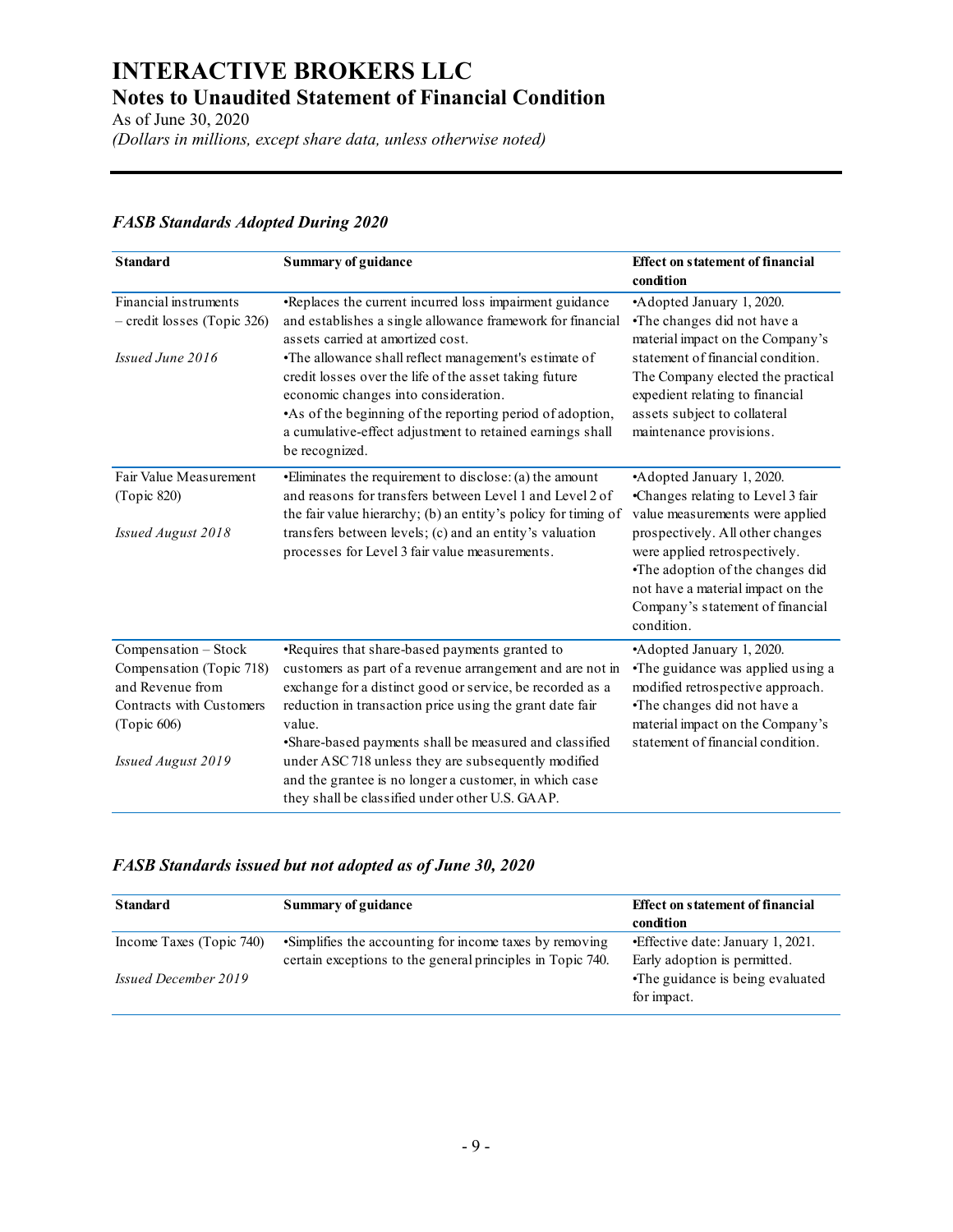### *FASB Standards Adopted During 2020*

| Standard | Summary of guidance | Effect on statement of financial condition |
|---|---|---|
| Financial instruments – credit losses (Topic 326)<br><br>*Issued June 2016* | •Replaces the current incurred loss impairment guidance and establishes a single allowance framework for financial assets carried at amortized cost.<br>•The allowance shall reflect management's estimate of credit losses over the life of the asset taking future economic changes into consideration.<br>•As of the beginning of the reporting period of adoption, a cumulative-effect adjustment to retained earnings shall be recognized. | •Adopted January 1, 2020.<br>•The changes did not have a material impact on the Company's statement of financial condition. The Company elected the practical expedient relating to financial assets subject to collateral maintenance provisions. |
| Fair Value Measurement (Topic 820)<br><br>*Issued August 2018* | •Eliminates the requirement to disclose: (a) the amount and reasons for transfers between Level 1 and Level 2 of the fair value hierarchy; (b) an entity's policy for timing of transfers between levels; (c) and an entity's valuation processes for Level 3 fair value measurements. | •Adopted January 1, 2020.<br>•Changes relating to Level 3 fair value measurements were applied prospectively. All other changes were applied retrospectively.<br>•The adoption of the changes did not have a material impact on the Company's statement of financial condition. |
| Compensation – Stock Compensation (Topic 718) and Revenue from Contracts with Customers (Topic 606)<br><br>*Issued August 2019* | •Requires that share-based payments granted to customers as part of a revenue arrangement and are not in exchange for a distinct good or service, be recorded as a reduction in transaction price using the grant date fair value.<br>•Share-based payments shall be measured and classified under ASC 718 unless they are subsequently modified and the grantee is no longer a customer, in which case they shall be classified under other U.S. GAAP. | •Adopted January 1, 2020.<br>•The guidance was applied using a modified retrospective approach.<br>•The changes did not have a material impact on the Company's statement of financial condition. |

### *FASB Standards issued but not adopted as of June 30, 2020*

| Standard | Summary of guidance | Effect on statement of financial condition |
|---|---|---|
| Income Taxes (Topic 740)<br><br>*Issued December 2019* | •Simplifies the accounting for income taxes by removing certain exceptions to the general principles in Topic 740. | •Effective date: January 1, 2021. Early adoption is permitted.<br>•The guidance is being evaluated for impact. |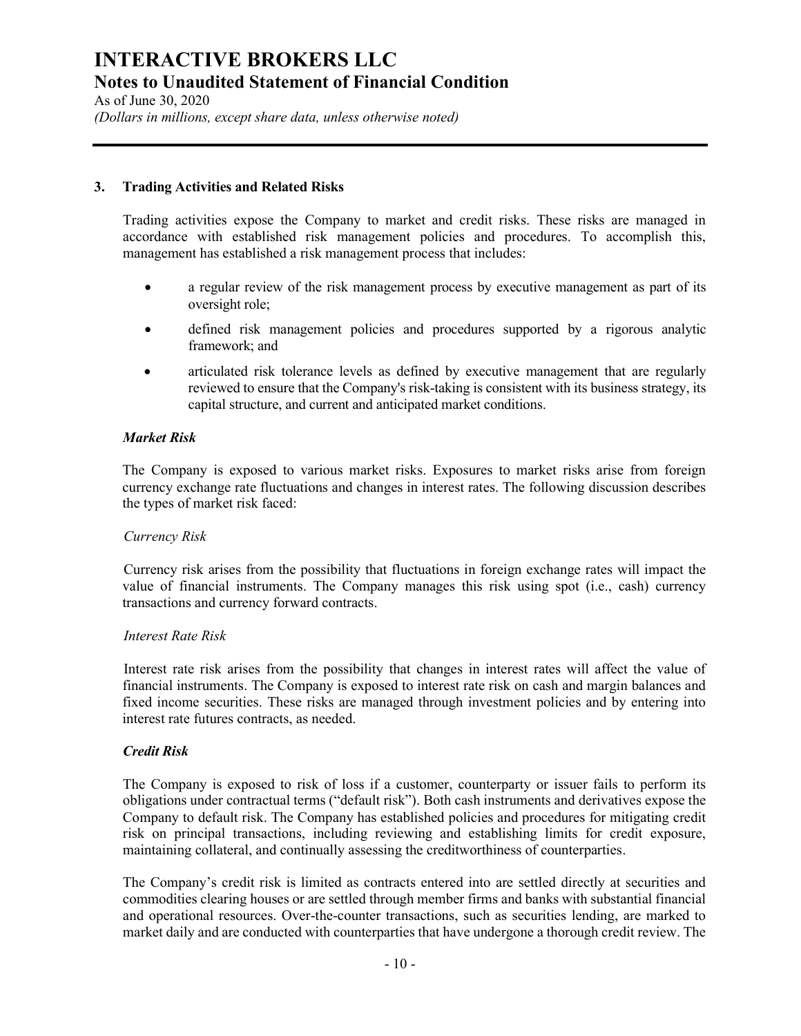### 3. Trading Activities and Related Risks

Trading activities expose the Company to market and credit risks. These risks are managed in accordance with established risk management policies and procedures. To accomplish this, management has established a risk management process that includes:

- a regular review of the risk management process by executive management as part of its oversight role;
- defined risk management policies and procedures supported by a rigorous analytic framework; and
- articulated risk tolerance levels as defined by executive management that are regularly reviewed to ensure that the Company's risk-taking is consistent with its business strategy, its capital structure, and current and anticipated market conditions.

***Market Risk***

The Company is exposed to various market risks. Exposures to market risks arise from foreign currency exchange rate fluctuations and changes in interest rates. The following discussion describes the types of market risk faced:

*Currency Risk*

Currency risk arises from the possibility that fluctuations in foreign exchange rates will impact the value of financial instruments. The Company manages this risk using spot (i.e., cash) currency transactions and currency forward contracts.

*Interest Rate Risk*

Interest rate risk arises from the possibility that changes in interest rates will affect the value of financial instruments. The Company is exposed to interest rate risk on cash and margin balances and fixed income securities. These risks are managed through investment policies and by entering into interest rate futures contracts, as needed.

***Credit Risk***

The Company is exposed to risk of loss if a customer, counterparty or issuer fails to perform its obligations under contractual terms ("default risk"). Both cash instruments and derivatives expose the Company to default risk. The Company has established policies and procedures for mitigating credit risk on principal transactions, including reviewing and establishing limits for credit exposure, maintaining collateral, and continually assessing the creditworthiness of counterparties.

The Company's credit risk is limited as contracts entered into are settled directly at securities and commodities clearing houses or are settled through member firms and banks with substantial financial and operational resources. Over-the-counter transactions, such as securities lending, are marked to market daily and are conducted with counterparties that have undergone a thorough credit review. The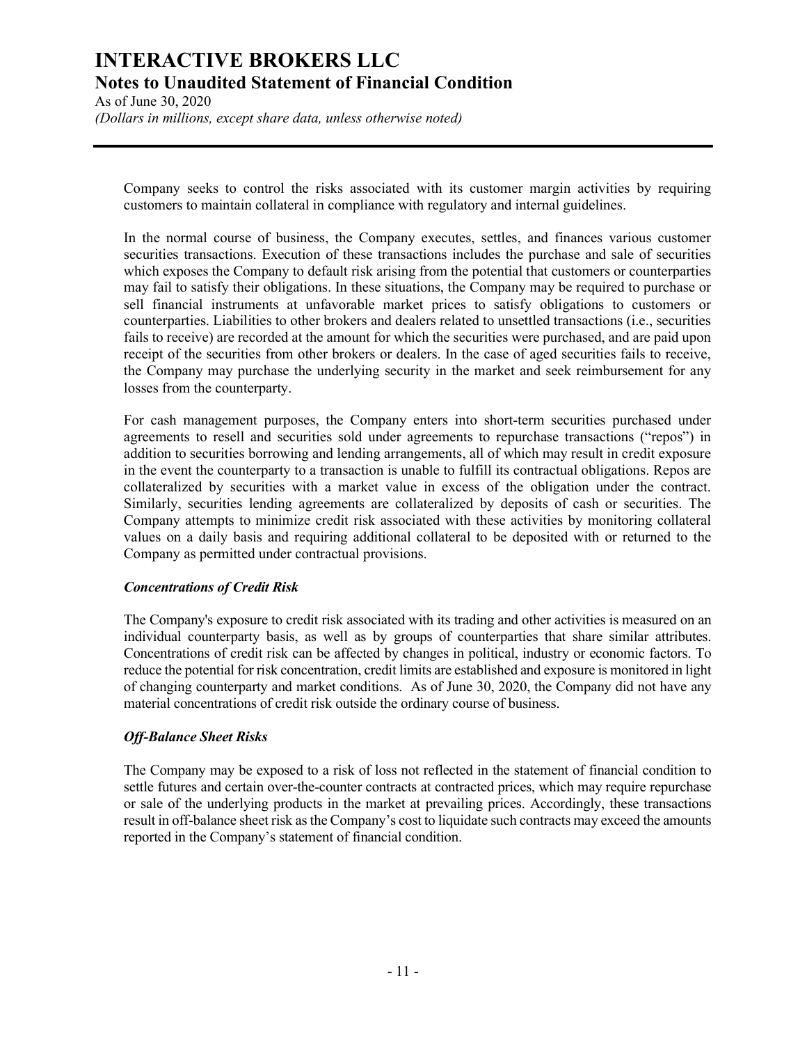Company seeks to control the risks associated with its customer margin activities by requiring customers to maintain collateral in compliance with regulatory and internal guidelines.

In the normal course of business, the Company executes, settles, and finances various customer securities transactions. Execution of these transactions includes the purchase and sale of securities which exposes the Company to default risk arising from the potential that customers or counterparties may fail to satisfy their obligations. In these situations, the Company may be required to purchase or sell financial instruments at unfavorable market prices to satisfy obligations to customers or counterparties. Liabilities to other brokers and dealers related to unsettled transactions (i.e., securities fails to receive) are recorded at the amount for which the securities were purchased, and are paid upon receipt of the securities from other brokers or dealers. In the case of aged securities fails to receive, the Company may purchase the underlying security in the market and seek reimbursement for any losses from the counterparty.

For cash management purposes, the Company enters into short-term securities purchased under agreements to resell and securities sold under agreements to repurchase transactions ("repos") in addition to securities borrowing and lending arrangements, all of which may result in credit exposure in the event the counterparty to a transaction is unable to fulfill its contractual obligations. Repos are collateralized by securities with a market value in excess of the obligation under the contract. Similarly, securities lending agreements are collateralized by deposits of cash or securities. The Company attempts to minimize credit risk associated with these activities by monitoring collateral values on a daily basis and requiring additional collateral to be deposited with or returned to the Company as permitted under contractual provisions.

***Concentrations of Credit Risk***

The Company's exposure to credit risk associated with its trading and other activities is measured on an individual counterparty basis, as well as by groups of counterparties that share similar attributes. Concentrations of credit risk can be affected by changes in political, industry or economic factors. To reduce the potential for risk concentration, credit limits are established and exposure is monitored in light of changing counterparty and market conditions. As of June 30, 2020, the Company did not have any material concentrations of credit risk outside the ordinary course of business.

***Off-Balance Sheet Risks***

The Company may be exposed to a risk of loss not reflected in the statement of financial condition to settle futures and certain over-the-counter contracts at contracted prices, which may require repurchase or sale of the underlying products in the market at prevailing prices. Accordingly, these transactions result in off-balance sheet risk as the Company's cost to liquidate such contracts may exceed the amounts reported in the Company's statement of financial condition.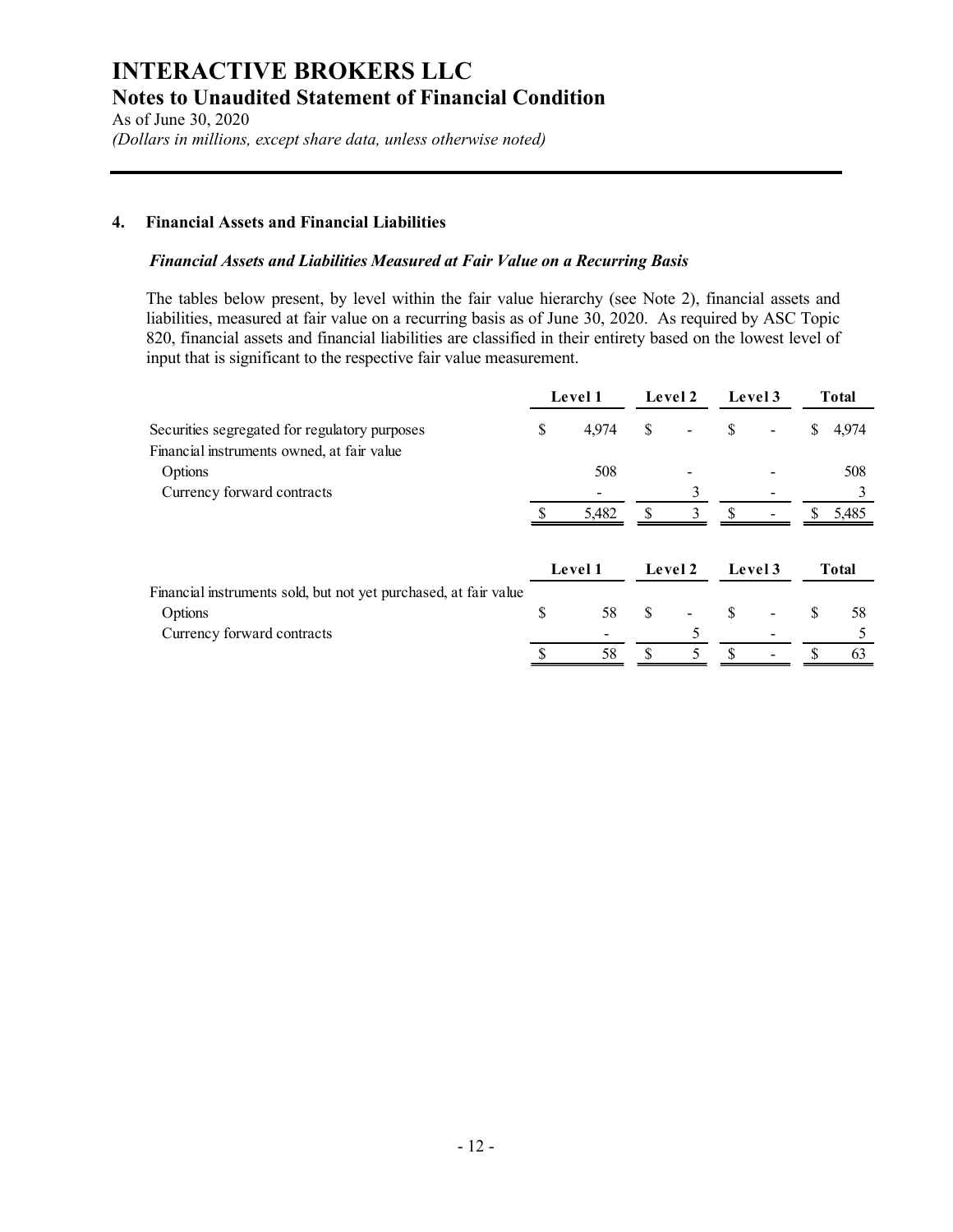# INTERACTIVE BROKERS LLC

## Notes to Unaudited Statement of Financial Condition

As of June 30, 2020

*(Dollars in millions, except share data, unless otherwise noted)*

### 4. Financial Assets and Financial Liabilities

***Financial Assets and Liabilities Measured at Fair Value on a Recurring Basis***

The tables below present, by level within the fair value hierarchy (see Note 2), financial assets and liabilities, measured at fair value on a recurring basis as of June 30, 2020. As required by ASC Topic 820, financial assets and financial liabilities are classified in their entirety based on the lowest level of input that is significant to the respective fair value measurement.

| | Level 1 | Level 2 | Level 3 | Total |
|---|---|---|---|---|
| Securities segregated for regulatory purposes | $ 4,974 | $ - | $ - | $ 4,974 |
| Financial instruments owned, at fair value | | | | |
| Options | 508 | - | - | 508 |
| Currency forward contracts | - | 3 | - | 3 |
| | $ 5,482 | $ 3 | $ - | $ 5,485 |

| | Level 1 | Level 2 | Level 3 | Total |
|---|---|---|---|---|
| Financial instruments sold, but not yet purchased, at fair value | | | | |
| Options | $ 58 | $ - | $ - | $ 58 |
| Currency forward contracts | - | 5 | - | 5 |
| | $ 58 | $ 5 | $ - | $ 63 |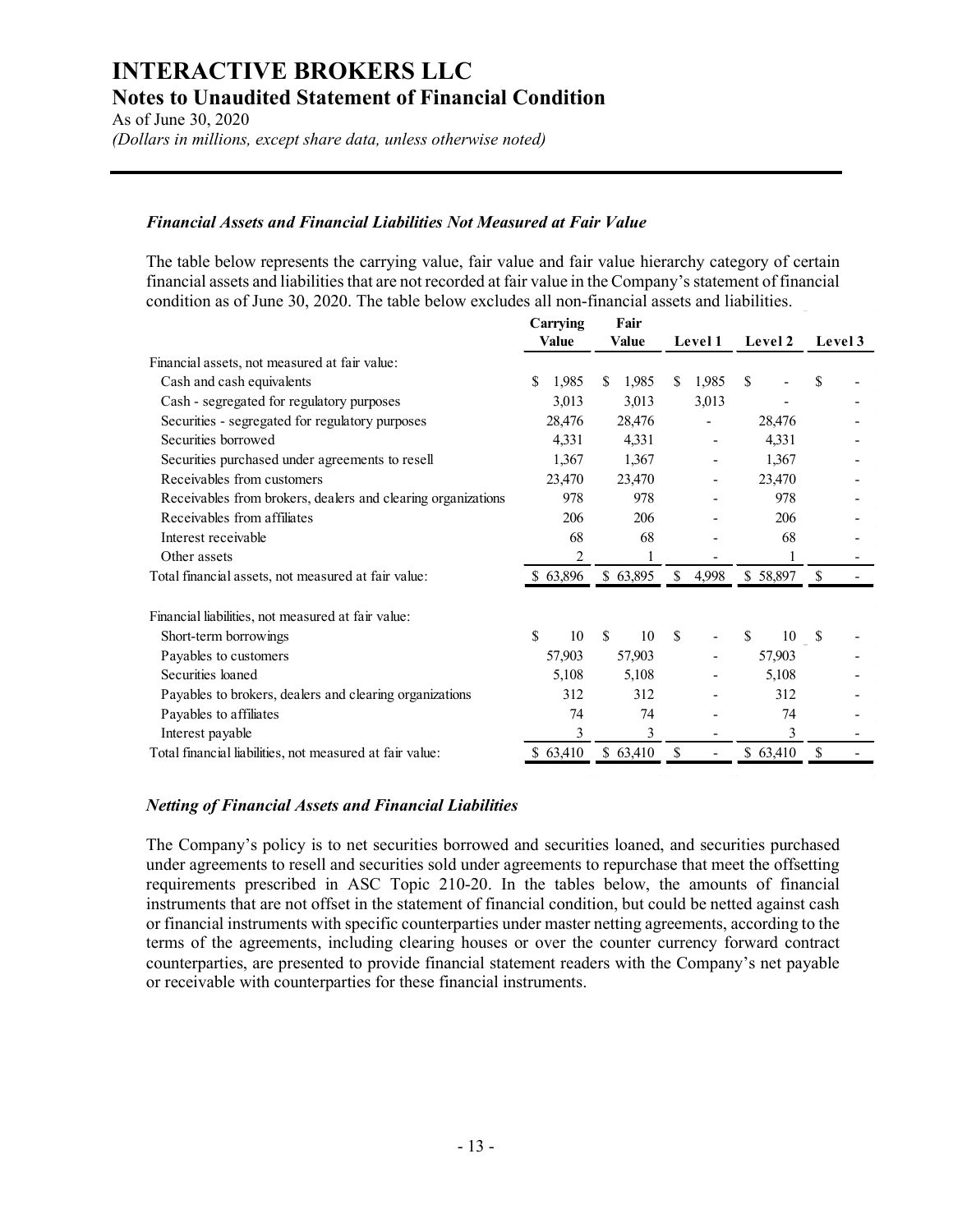### *Financial Assets and Financial Liabilities Not Measured at Fair Value*

The table below represents the carrying value, fair value and fair value hierarchy category of certain financial assets and liabilities that are not recorded at fair value in the Company's statement of financial condition as of June 30, 2020. The table below excludes all non-financial assets and liabilities.

| | Carrying Value | Fair Value | Level 1 | Level 2 | Level 3 |
|---|---|---|---|---|---|
| Financial assets, not measured at fair value: | | | | | |
| Cash and cash equivalents | $ 1,985 | $ 1,985 | $ 1,985 | $ - | $ - |
| Cash - segregated for regulatory purposes | 3,013 | 3,013 | 3,013 | - | - |
| Securities - segregated for regulatory purposes | 28,476 | 28,476 | - | 28,476 | - |
| Securities borrowed | 4,331 | 4,331 | - | 4,331 | - |
| Securities purchased under agreements to resell | 1,367 | 1,367 | - | 1,367 | - |
| Receivables from customers | 23,470 | 23,470 | - | 23,470 | - |
| Receivables from brokers, dealers and clearing organizations | 978 | 978 | - | 978 | - |
| Receivables from affiliates | 206 | 206 | - | 206 | - |
| Interest receivable | 68 | 68 | - | 68 | - |
| Other assets | 2 | 1 | - | 1 | - |
| Total financial assets, not measured at fair value: | $ 63,896 | $ 63,895 | $ 4,998 | $ 58,897 | $ - |
| | | | | | |
| Financial liabilities, not measured at fair value: | | | | | |
| Short-term borrowings | $ 10 | $ 10 | $ - | $ 10 | $ - |
| Payables to customers | 57,903 | 57,903 | - | 57,903 | - |
| Securities loaned | 5,108 | 5,108 | - | 5,108 | - |
| Payables to brokers, dealers and clearing organizations | 312 | 312 | - | 312 | - |
| Payables to affiliates | 74 | 74 | - | 74 | - |
| Interest payable | 3 | 3 | - | 3 | - |
| Total financial liabilities, not measured at fair value: | $ 63,410 | $ 63,410 | $ - | $ 63,410 | $ - |

### *Netting of Financial Assets and Financial Liabilities*

The Company's policy is to net securities borrowed and securities loaned, and securities purchased under agreements to resell and securities sold under agreements to repurchase that meet the offsetting requirements prescribed in ASC Topic 210-20. In the tables below, the amounts of financial instruments that are not offset in the statement of financial condition, but could be netted against cash or financial instruments with specific counterparties under master netting agreements, according to the terms of the agreements, including clearing houses or over the counter currency forward contract counterparties, are presented to provide financial statement readers with the Company's net payable or receivable with counterparties for these financial instruments.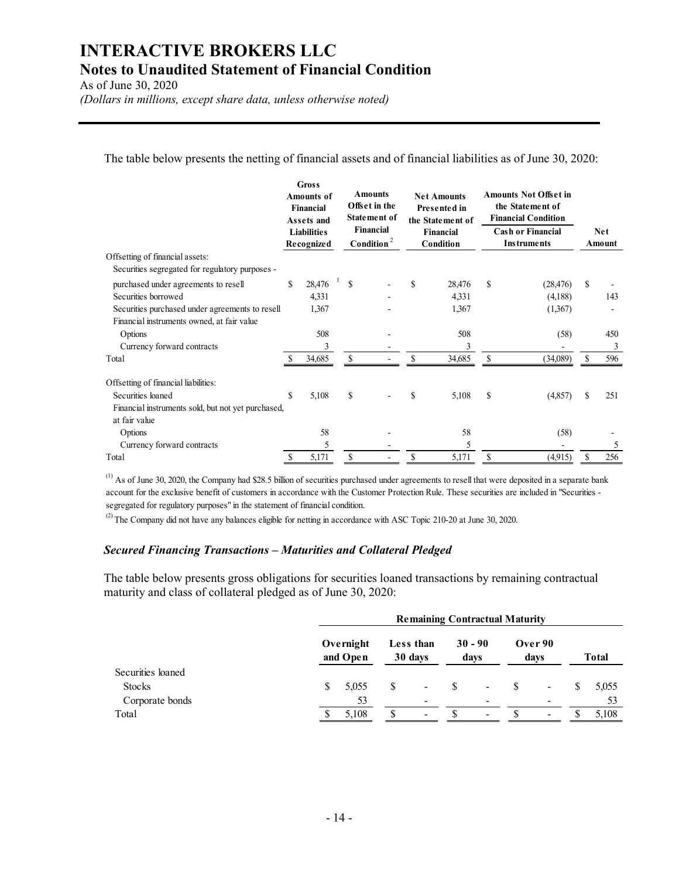The table below presents the netting of financial assets and of financial liabilities as of June 30, 2020:

| | Gross Amounts of Financial Assets and Liabilities Recognized | Amounts Offset in the Statement of Financial Condition [2] | Net Amounts Presented in the Statement of Financial Condition | Amounts Not Offset in the Statement of Financial Condition — Cash or Financial Instruments | Net Amount |
|---|---|---|---|---|---|
| Offsetting of financial assets: | | | | | |
| Securities segregated for regulatory purposes - purchased under agreements to resell | $ 28,476 [1] | $ - | $ 28,476 | $ (28,476) | $ - |
| Securities borrowed | 4,331 | - | 4,331 | (4,188) | 143 |
| Securities purchased under agreements to resell | 1,367 | - | 1,367 | (1,367) | - |
| Financial instruments owned, at fair value | | | | | |
| Options | 508 | - | 508 | (58) | 450 |
| Currency forward contracts | 3 | - | 3 | - | 3 |
| Total | $ 34,685 | $ - | $ 34,685 | $ (34,089) | $ 596 |
| Offsetting of financial liabilities: | | | | | |
| Securities loaned | $ 5,108 | $ - | $ 5,108 | $ (4,857) | $ 251 |
| Financial instruments sold, but not yet purchased, at fair value | | | | | |
| Options | 58 | - | 58 | (58) | - |
| Currency forward contracts | 5 | - | 5 | - | 5 |
| Total | $ 5,171 | $ - | $ 5,171 | $ (4,915) | $ 256 |

(1) As of June 30, 2020, the Company had $28.5 billion of securities purchased under agreements to resell that were deposited in a separate bank account for the exclusive benefit of customers in accordance with the Customer Protection Rule. These securities are included in "Securities - segregated for regulatory purposes" in the statement of financial condition.

(2) The Company did not have any balances eligible for netting in accordance with ASC Topic 210-20 at June 30, 2020.

### *Secured Financing Transactions – Maturities and Collateral Pledged*

The table below presents gross obligations for securities loaned transactions by remaining contractual maturity and class of collateral pledged as of June 30, 2020:

| | Remaining Contractual Maturity | | | | |
|---|---|---|---|---|---|
| | Overnight and Open | Less than 30 days | 30 - 90 days | Over 90 days | Total |
| Securities loaned | | | | | |
| Stocks | $ 5,055 | $ - | $ - | $ - | $ 5,055 |
| Corporate bonds | 53 | - | - | - | 53 |
| Total | $ 5,108 | $ - | $ - | $ - | $ 5,108 |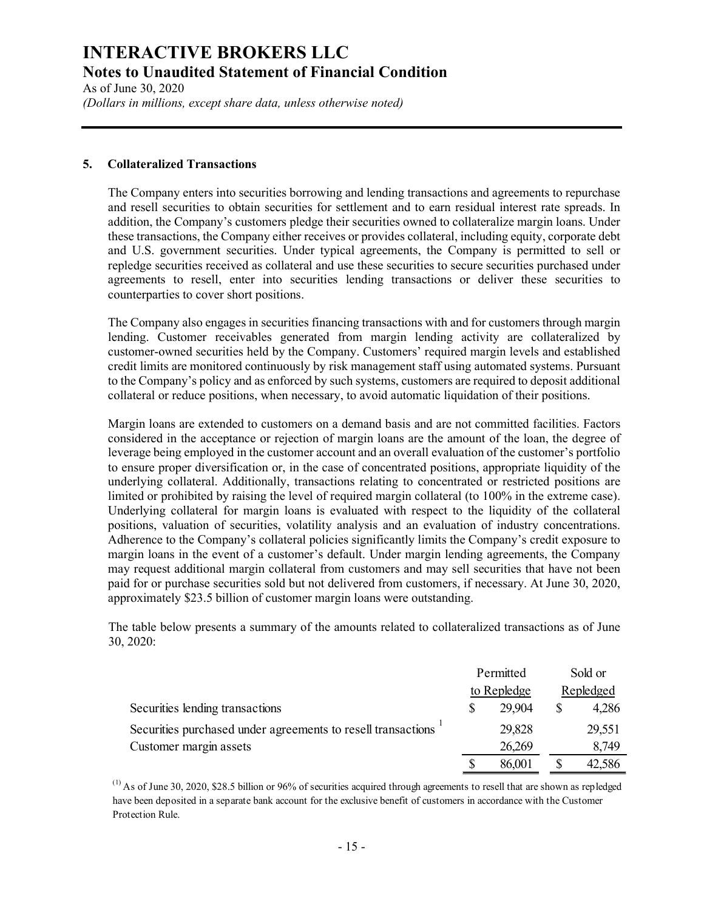### 5. Collateralized Transactions

The Company enters into securities borrowing and lending transactions and agreements to repurchase and resell securities to obtain securities for settlement and to earn residual interest rate spreads. In addition, the Company's customers pledge their securities owned to collateralize margin loans. Under these transactions, the Company either receives or provides collateral, including equity, corporate debt and U.S. government securities. Under typical agreements, the Company is permitted to sell or repledge securities received as collateral and use these securities to secure securities purchased under agreements to resell, enter into securities lending transactions or deliver these securities to counterparties to cover short positions.

The Company also engages in securities financing transactions with and for customers through margin lending. Customer receivables generated from margin lending activity are collateralized by customer-owned securities held by the Company. Customers' required margin levels and established credit limits are monitored continuously by risk management staff using automated systems. Pursuant to the Company's policy and as enforced by such systems, customers are required to deposit additional collateral or reduce positions, when necessary, to avoid automatic liquidation of their positions.

Margin loans are extended to customers on a demand basis and are not committed facilities. Factors considered in the acceptance or rejection of margin loans are the amount of the loan, the degree of leverage being employed in the customer account and an overall evaluation of the customer's portfolio to ensure proper diversification or, in the case of concentrated positions, appropriate liquidity of the underlying collateral. Additionally, transactions relating to concentrated or restricted positions are limited or prohibited by raising the level of required margin collateral (to 100% in the extreme case). Underlying collateral for margin loans is evaluated with respect to the liquidity of the collateral positions, valuation of securities, volatility analysis and an evaluation of industry concentrations. Adherence to the Company's collateral policies significantly limits the Company's credit exposure to margin loans in the event of a customer's default. Under margin lending agreements, the Company may request additional margin collateral from customers and may sell securities that have not been paid for or purchase securities sold but not delivered from customers, if necessary. At June 30, 2020, approximately $23.5 billion of customer margin loans were outstanding.

The table below presents a summary of the amounts related to collateralized transactions as of June 30, 2020:

| | Permitted to Repledge | Sold or Repledged |
|---|---|---|
| Securities lending transactions | $ 29,904 | $ 4,286 |
| Securities purchased under agreements to resell transactions [1] | 29,828 | 29,551 |
| Customer margin assets | 26,269 | 8,749 |
| | $ 86,001 | $ 42,586 |

[1] As of June 30, 2020, $28.5 billion or 96% of securities acquired through agreements to resell that are shown as repledged have been deposited in a separate bank account for the exclusive benefit of customers in accordance with the Customer Protection Rule.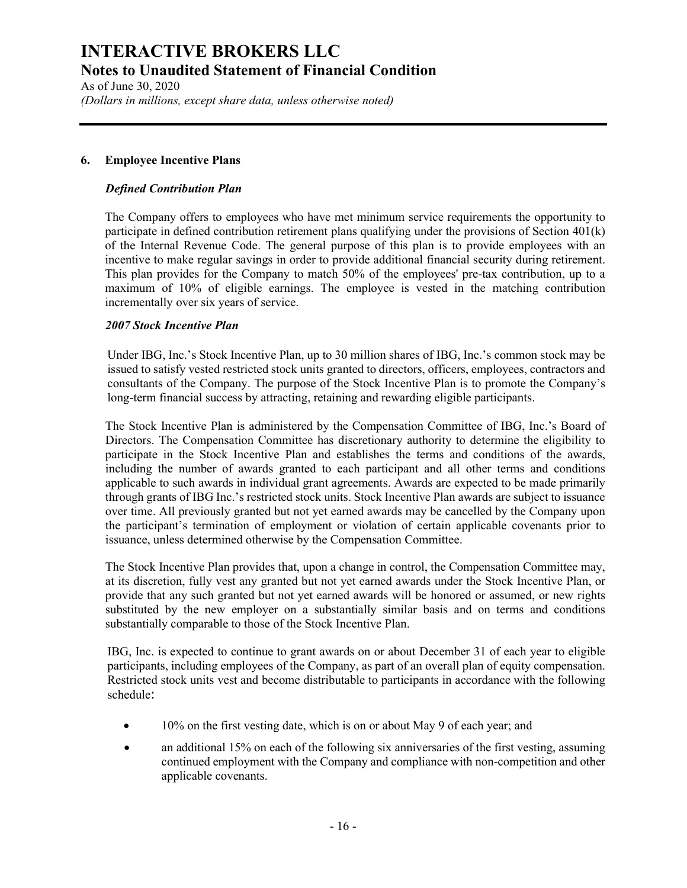## 6. Employee Incentive Plans

### *Defined Contribution Plan*

The Company offers to employees who have met minimum service requirements the opportunity to participate in defined contribution retirement plans qualifying under the provisions of Section 401(k) of the Internal Revenue Code. The general purpose of this plan is to provide employees with an incentive to make regular savings in order to provide additional financial security during retirement. This plan provides for the Company to match 50% of the employees' pre-tax contribution, up to a maximum of 10% of eligible earnings. The employee is vested in the matching contribution incrementally over six years of service.

### *2007 Stock Incentive Plan*

Under IBG, Inc.'s Stock Incentive Plan, up to 30 million shares of IBG, Inc.'s common stock may be issued to satisfy vested restricted stock units granted to directors, officers, employees, contractors and consultants of the Company. The purpose of the Stock Incentive Plan is to promote the Company's long-term financial success by attracting, retaining and rewarding eligible participants.

The Stock Incentive Plan is administered by the Compensation Committee of IBG, Inc.'s Board of Directors. The Compensation Committee has discretionary authority to determine the eligibility to participate in the Stock Incentive Plan and establishes the terms and conditions of the awards, including the number of awards granted to each participant and all other terms and conditions applicable to such awards in individual grant agreements. Awards are expected to be made primarily through grants of IBG Inc.'s restricted stock units. Stock Incentive Plan awards are subject to issuance over time. All previously granted but not yet earned awards may be cancelled by the Company upon the participant's termination of employment or violation of certain applicable covenants prior to issuance, unless determined otherwise by the Compensation Committee.

The Stock Incentive Plan provides that, upon a change in control, the Compensation Committee may, at its discretion, fully vest any granted but not yet earned awards under the Stock Incentive Plan, or provide that any such granted but not yet earned awards will be honored or assumed, or new rights substituted by the new employer on a substantially similar basis and on terms and conditions substantially comparable to those of the Stock Incentive Plan.

IBG, Inc. is expected to continue to grant awards on or about December 31 of each year to eligible participants, including employees of the Company, as part of an overall plan of equity compensation. Restricted stock units vest and become distributable to participants in accordance with the following schedule:

- 10% on the first vesting date, which is on or about May 9 of each year; and
- an additional 15% on each of the following six anniversaries of the first vesting, assuming continued employment with the Company and compliance with non-competition and other applicable covenants.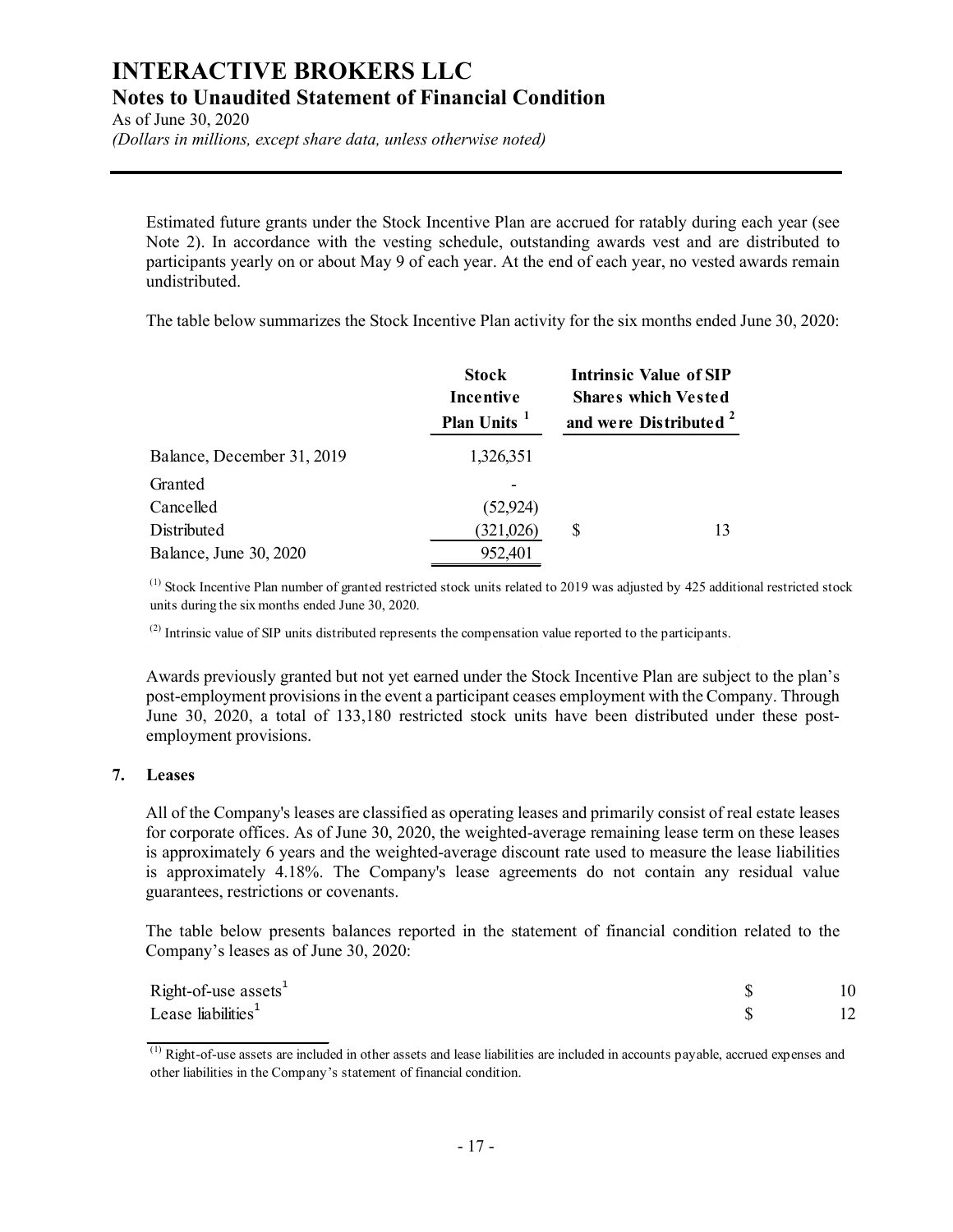Estimated future grants under the Stock Incentive Plan are accrued for ratably during each year (see Note 2). In accordance with the vesting schedule, outstanding awards vest and are distributed to participants yearly on or about May 9 of each year. At the end of each year, no vested awards remain undistributed.

The table below summarizes the Stock Incentive Plan activity for the six months ended June 30, 2020:

| | Stock Incentive Plan Units [1] | Intrinsic Value of SIP Shares which Vested and were Distributed [2] |
|---|---|---|
| Balance, December 31, 2019 | 1,326,351 | |
| Granted | - | |
| Cancelled | (52,924) | |
| Distributed | (321,026) | $ 13 |
| Balance, June 30, 2020 | 952,401 | |

(1) Stock Incentive Plan number of granted restricted stock units related to 2019 was adjusted by 425 additional restricted stock units during the six months ended June 30, 2020.

(2) Intrinsic value of SIP units distributed represents the compensation value reported to the participants.

Awards previously granted but not yet earned under the Stock Incentive Plan are subject to the plan's post-employment provisions in the event a participant ceases employment with the Company. Through June 30, 2020, a total of 133,180 restricted stock units have been distributed under these post-employment provisions.

## 7. Leases

All of the Company's leases are classified as operating leases and primarily consist of real estate leases for corporate offices. As of June 30, 2020, the weighted-average remaining lease term on these leases is approximately 6 years and the weighted-average discount rate used to measure the lease liabilities is approximately 4.18%. The Company's lease agreements do not contain any residual value guarantees, restrictions or covenants.

The table below presents balances reported in the statement of financial condition related to the Company's leases as of June 30, 2020:

| | |
|---|---|
| Right-of-use assets[1] | $ 10 |
| Lease liabilities[1] | $ 12 |

(1) Right-of-use assets are included in other assets and lease liabilities are included in accounts payable, accrued expenses and other liabilities in the Company's statement of financial condition.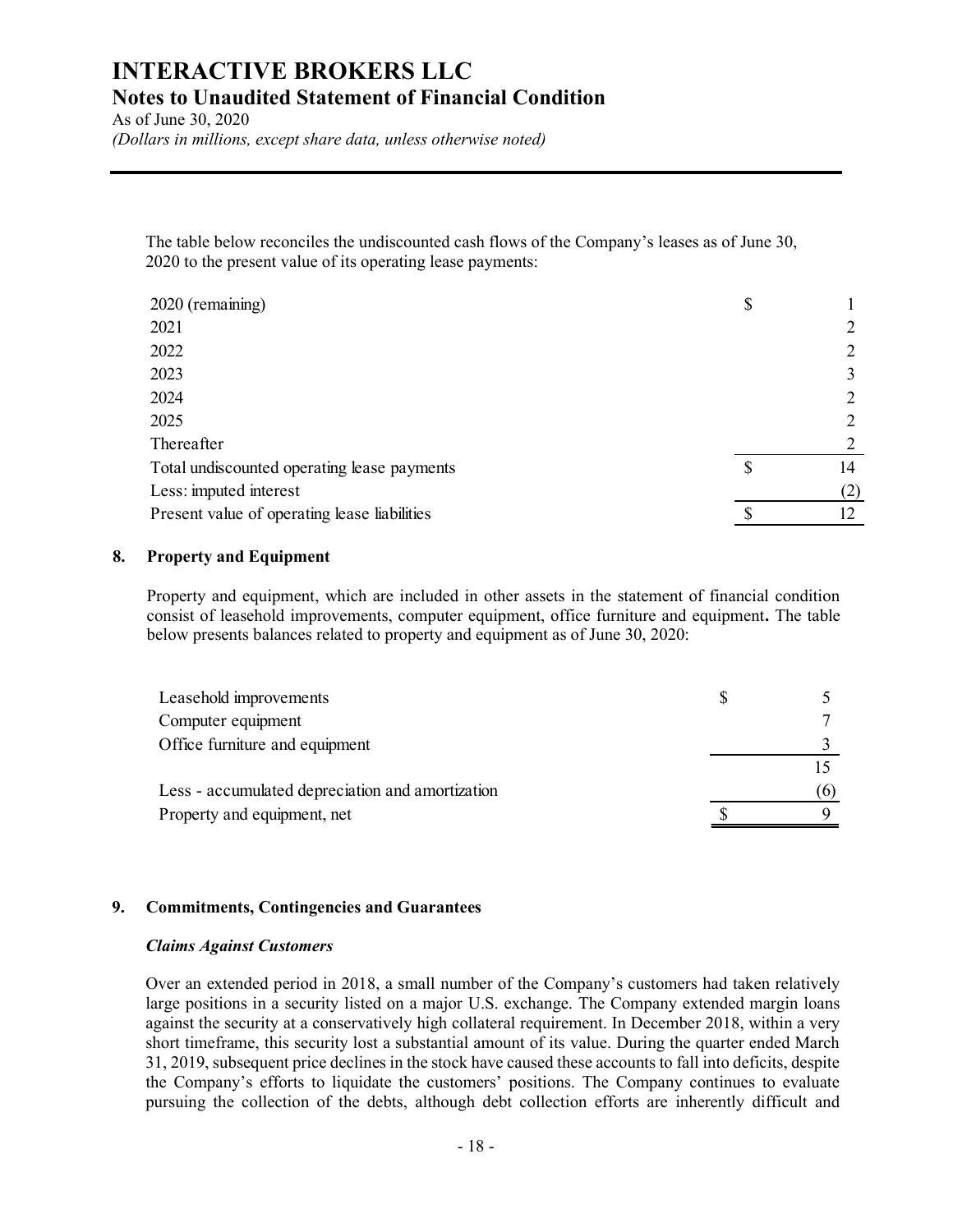The table below reconciles the undiscounted cash flows of the Company's leases as of June 30, 2020 to the present value of its operating lease payments:

| | | |
|---|---|---|
| 2020 (remaining) | $ | 1 |
| 2021 | | 2 |
| 2022 | | 2 |
| 2023 | | 3 |
| 2024 | | 2 |
| 2025 | | 2 |
| Thereafter | | 2 |
| Total undiscounted operating lease payments | $ | 14 |
| Less: imputed interest | | (2) |
| Present value of operating lease liabilities | $ | 12 |

## 8. Property and Equipment

Property and equipment, which are included in other assets in the statement of financial condition consist of leasehold improvements, computer equipment, office furniture and equipment**.** The table below presents balances related to property and equipment as of June 30, 2020:

| | | |
|---|---|---|
| Leasehold improvements | $ | 5 |
| Computer equipment | | 7 |
| Office furniture and equipment | | 3 |
| | | 15 |
| Less - accumulated depreciation and amortization | | (6) |
| Property and equipment, net | $ | 9 |

## 9. Commitments, Contingencies and Guarantees

### *Claims Against Customers*

Over an extended period in 2018, a small number of the Company's customers had taken relatively large positions in a security listed on a major U.S. exchange. The Company extended margin loans against the security at a conservatively high collateral requirement. In December 2018, within a very short timeframe, this security lost a substantial amount of its value. During the quarter ended March 31, 2019, subsequent price declines in the stock have caused these accounts to fall into deficits, despite the Company's efforts to liquidate the customers' positions. The Company continues to evaluate pursuing the collection of the debts, although debt collection efforts are inherently difficult and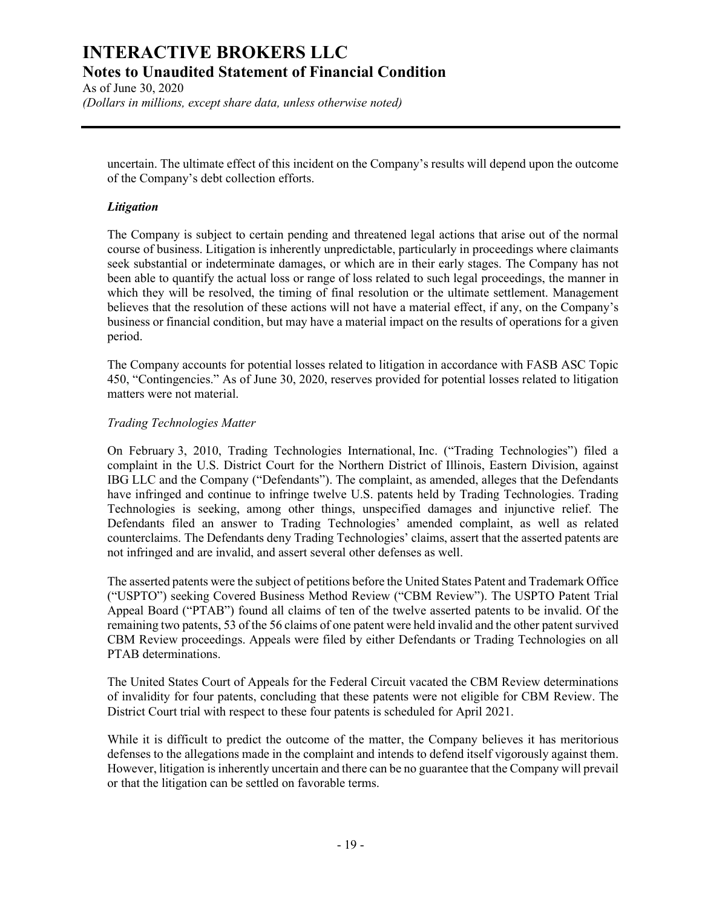uncertain. The ultimate effect of this incident on the Company's results will depend upon the outcome of the Company's debt collection efforts.

### *Litigation*

The Company is subject to certain pending and threatened legal actions that arise out of the normal course of business. Litigation is inherently unpredictable, particularly in proceedings where claimants seek substantial or indeterminate damages, or which are in their early stages. The Company has not been able to quantify the actual loss or range of loss related to such legal proceedings, the manner in which they will be resolved, the timing of final resolution or the ultimate settlement. Management believes that the resolution of these actions will not have a material effect, if any, on the Company's business or financial condition, but may have a material impact on the results of operations for a given period.

The Company accounts for potential losses related to litigation in accordance with FASB ASC Topic 450, "Contingencies." As of June 30, 2020, reserves provided for potential losses related to litigation matters were not material.

*Trading Technologies Matter*

On February 3, 2010, Trading Technologies International, Inc. ("Trading Technologies") filed a complaint in the U.S. District Court for the Northern District of Illinois, Eastern Division, against IBG LLC and the Company ("Defendants"). The complaint, as amended, alleges that the Defendants have infringed and continue to infringe twelve U.S. patents held by Trading Technologies. Trading Technologies is seeking, among other things, unspecified damages and injunctive relief. The Defendants filed an answer to Trading Technologies' amended complaint, as well as related counterclaims. The Defendants deny Trading Technologies' claims, assert that the asserted patents are not infringed and are invalid, and assert several other defenses as well.

The asserted patents were the subject of petitions before the United States Patent and Trademark Office ("USPTO") seeking Covered Business Method Review ("CBM Review"). The USPTO Patent Trial Appeal Board ("PTAB") found all claims of ten of the twelve asserted patents to be invalid. Of the remaining two patents, 53 of the 56 claims of one patent were held invalid and the other patent survived CBM Review proceedings. Appeals were filed by either Defendants or Trading Technologies on all PTAB determinations.

The United States Court of Appeals for the Federal Circuit vacated the CBM Review determinations of invalidity for four patents, concluding that these patents were not eligible for CBM Review. The District Court trial with respect to these four patents is scheduled for April 2021.

While it is difficult to predict the outcome of the matter, the Company believes it has meritorious defenses to the allegations made in the complaint and intends to defend itself vigorously against them. However, litigation is inherently uncertain and there can be no guarantee that the Company will prevail or that the litigation can be settled on favorable terms.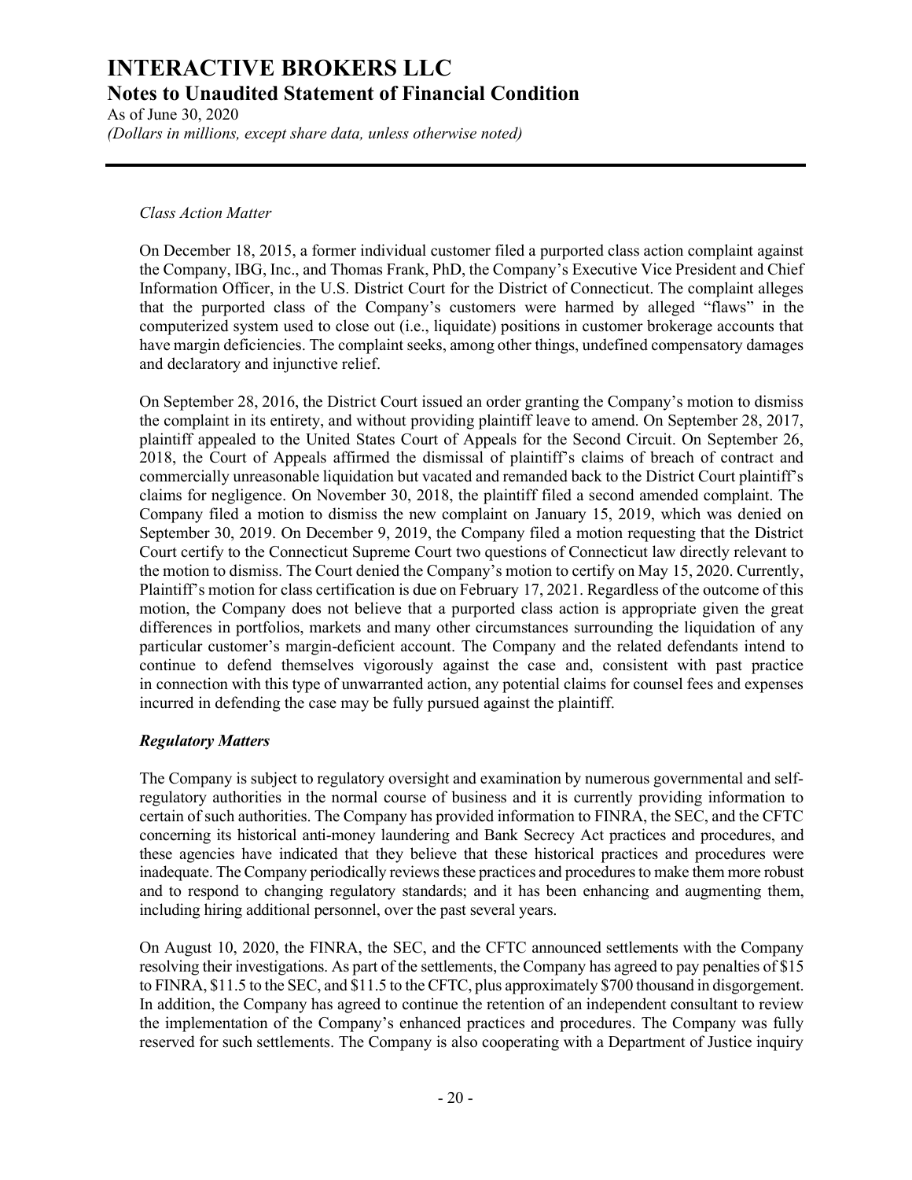*Class Action Matter*

On December 18, 2015, a former individual customer filed a purported class action complaint against the Company, IBG, Inc., and Thomas Frank, PhD, the Company's Executive Vice President and Chief Information Officer, in the U.S. District Court for the District of Connecticut. The complaint alleges that the purported class of the Company's customers were harmed by alleged "flaws" in the computerized system used to close out (i.e., liquidate) positions in customer brokerage accounts that have margin deficiencies. The complaint seeks, among other things, undefined compensatory damages and declaratory and injunctive relief.

On September 28, 2016, the District Court issued an order granting the Company's motion to dismiss the complaint in its entirety, and without providing plaintiff leave to amend. On September 28, 2017, plaintiff appealed to the United States Court of Appeals for the Second Circuit. On September 26, 2018, the Court of Appeals affirmed the dismissal of plaintiff's claims of breach of contract and commercially unreasonable liquidation but vacated and remanded back to the District Court plaintiff's claims for negligence. On November 30, 2018, the plaintiff filed a second amended complaint. The Company filed a motion to dismiss the new complaint on January 15, 2019, which was denied on September 30, 2019. On December 9, 2019, the Company filed a motion requesting that the District Court certify to the Connecticut Supreme Court two questions of Connecticut law directly relevant to the motion to dismiss. The Court denied the Company's motion to certify on May 15, 2020. Currently, Plaintiff's motion for class certification is due on February 17, 2021. Regardless of the outcome of this motion, the Company does not believe that a purported class action is appropriate given the great differences in portfolios, markets and many other circumstances surrounding the liquidation of any particular customer's margin-deficient account. The Company and the related defendants intend to continue to defend themselves vigorously against the case and, consistent with past practice in connection with this type of unwarranted action, any potential claims for counsel fees and expenses incurred in defending the case may be fully pursued against the plaintiff.

***Regulatory Matters***

The Company is subject to regulatory oversight and examination by numerous governmental and self-regulatory authorities in the normal course of business and it is currently providing information to certain of such authorities. The Company has provided information to FINRA, the SEC, and the CFTC concerning its historical anti-money laundering and Bank Secrecy Act practices and procedures, and these agencies have indicated that they believe that these historical practices and procedures were inadequate. The Company periodically reviews these practices and procedures to make them more robust and to respond to changing regulatory standards; and it has been enhancing and augmenting them, including hiring additional personnel, over the past several years.

On August 10, 2020, the FINRA, the SEC, and the CFTC announced settlements with the Company resolving their investigations. As part of the settlements, the Company has agreed to pay penalties of $15 to FINRA, $11.5 to the SEC, and $11.5 to the CFTC, plus approximately $700 thousand in disgorgement. In addition, the Company has agreed to continue the retention of an independent consultant to review the implementation of the Company's enhanced practices and procedures. The Company was fully reserved for such settlements. The Company is also cooperating with a Department of Justice inquiry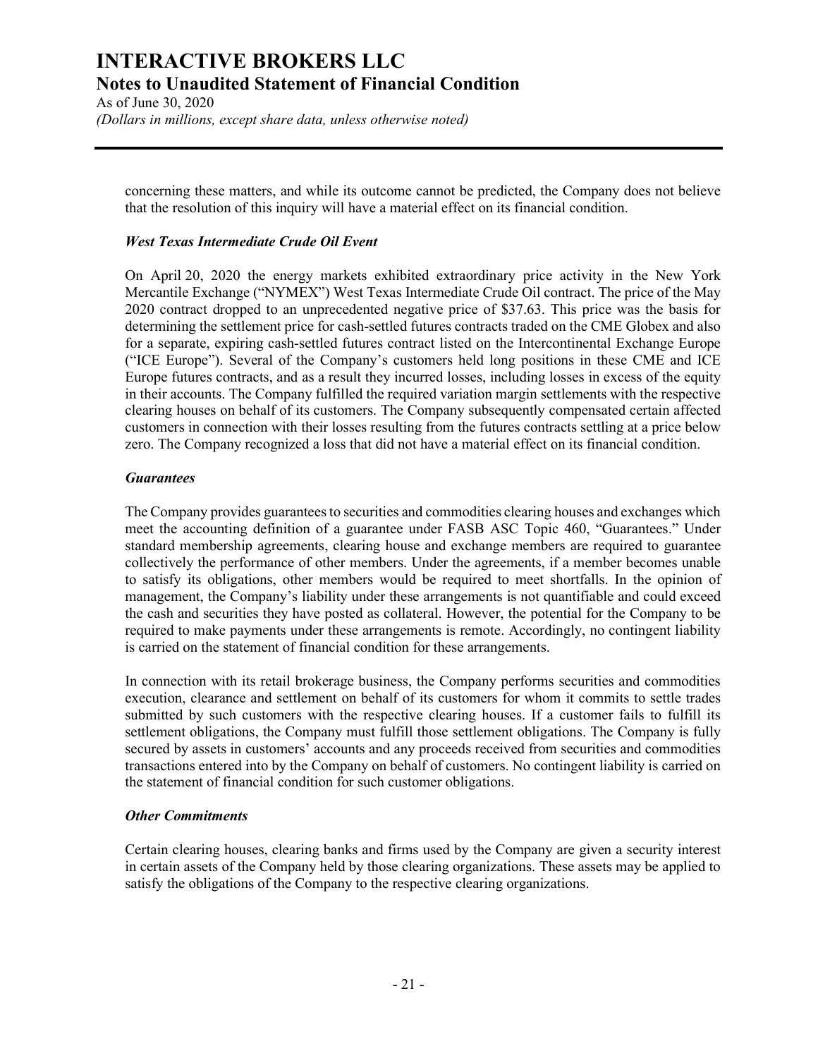concerning these matters, and while its outcome cannot be predicted, the Company does not believe that the resolution of this inquiry will have a material effect on its financial condition.

### *West Texas Intermediate Crude Oil Event*

On April 20, 2020 the energy markets exhibited extraordinary price activity in the New York Mercantile Exchange ("NYMEX") West Texas Intermediate Crude Oil contract. The price of the May 2020 contract dropped to an unprecedented negative price of $37.63. This price was the basis for determining the settlement price for cash-settled futures contracts traded on the CME Globex and also for a separate, expiring cash-settled futures contract listed on the Intercontinental Exchange Europe ("ICE Europe"). Several of the Company's customers held long positions in these CME and ICE Europe futures contracts, and as a result they incurred losses, including losses in excess of the equity in their accounts. The Company fulfilled the required variation margin settlements with the respective clearing houses on behalf of its customers. The Company subsequently compensated certain affected customers in connection with their losses resulting from the futures contracts settling at a price below zero. The Company recognized a loss that did not have a material effect on its financial condition.

### *Guarantees*

The Company provides guarantees to securities and commodities clearing houses and exchanges which meet the accounting definition of a guarantee under FASB ASC Topic 460, "Guarantees." Under standard membership agreements, clearing house and exchange members are required to guarantee collectively the performance of other members. Under the agreements, if a member becomes unable to satisfy its obligations, other members would be required to meet shortfalls. In the opinion of management, the Company's liability under these arrangements is not quantifiable and could exceed the cash and securities they have posted as collateral. However, the potential for the Company to be required to make payments under these arrangements is remote. Accordingly, no contingent liability is carried on the statement of financial condition for these arrangements.

In connection with its retail brokerage business, the Company performs securities and commodities execution, clearance and settlement on behalf of its customers for whom it commits to settle trades submitted by such customers with the respective clearing houses. If a customer fails to fulfill its settlement obligations, the Company must fulfill those settlement obligations. The Company is fully secured by assets in customers' accounts and any proceeds received from securities and commodities transactions entered into by the Company on behalf of customers. No contingent liability is carried on the statement of financial condition for such customer obligations.

### *Other Commitments*

Certain clearing houses, clearing banks and firms used by the Company are given a security interest in certain assets of the Company held by those clearing organizations. These assets may be applied to satisfy the obligations of the Company to the respective clearing organizations.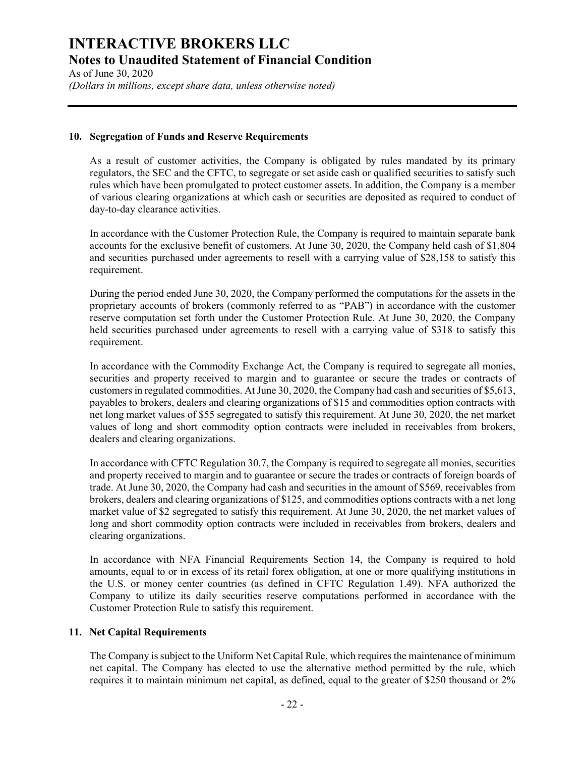### 10. Segregation of Funds and Reserve Requirements

As a result of customer activities, the Company is obligated by rules mandated by its primary regulators, the SEC and the CFTC, to segregate or set aside cash or qualified securities to satisfy such rules which have been promulgated to protect customer assets. In addition, the Company is a member of various clearing organizations at which cash or securities are deposited as required to conduct of day-to-day clearance activities.

In accordance with the Customer Protection Rule, the Company is required to maintain separate bank accounts for the exclusive benefit of customers. At June 30, 2020, the Company held cash of $1,804 and securities purchased under agreements to resell with a carrying value of $28,158 to satisfy this requirement.

During the period ended June 30, 2020, the Company performed the computations for the assets in the proprietary accounts of brokers (commonly referred to as "PAB") in accordance with the customer reserve computation set forth under the Customer Protection Rule. At June 30, 2020, the Company held securities purchased under agreements to resell with a carrying value of $318 to satisfy this requirement.

In accordance with the Commodity Exchange Act, the Company is required to segregate all monies, securities and property received to margin and to guarantee or secure the trades or contracts of customers in regulated commodities. At June 30, 2020, the Company had cash and securities of $5,613, payables to brokers, dealers and clearing organizations of $15 and commodities option contracts with net long market values of $55 segregated to satisfy this requirement. At June 30, 2020, the net market values of long and short commodity option contracts were included in receivables from brokers, dealers and clearing organizations.

In accordance with CFTC Regulation 30.7, the Company is required to segregate all monies, securities and property received to margin and to guarantee or secure the trades or contracts of foreign boards of trade. At June 30, 2020, the Company had cash and securities in the amount of $569, receivables from brokers, dealers and clearing organizations of $125, and commodities options contracts with a net long market value of $2 segregated to satisfy this requirement. At June 30, 2020, the net market values of long and short commodity option contracts were included in receivables from brokers, dealers and clearing organizations.

In accordance with NFA Financial Requirements Section 14, the Company is required to hold amounts, equal to or in excess of its retail forex obligation, at one or more qualifying institutions in the U.S. or money center countries (as defined in CFTC Regulation 1.49). NFA authorized the Company to utilize its daily securities reserve computations performed in accordance with the Customer Protection Rule to satisfy this requirement.

### 11. Net Capital Requirements

The Company is subject to the Uniform Net Capital Rule, which requires the maintenance of minimum net capital. The Company has elected to use the alternative method permitted by the rule, which requires it to maintain minimum net capital, as defined, equal to the greater of $250 thousand or 2%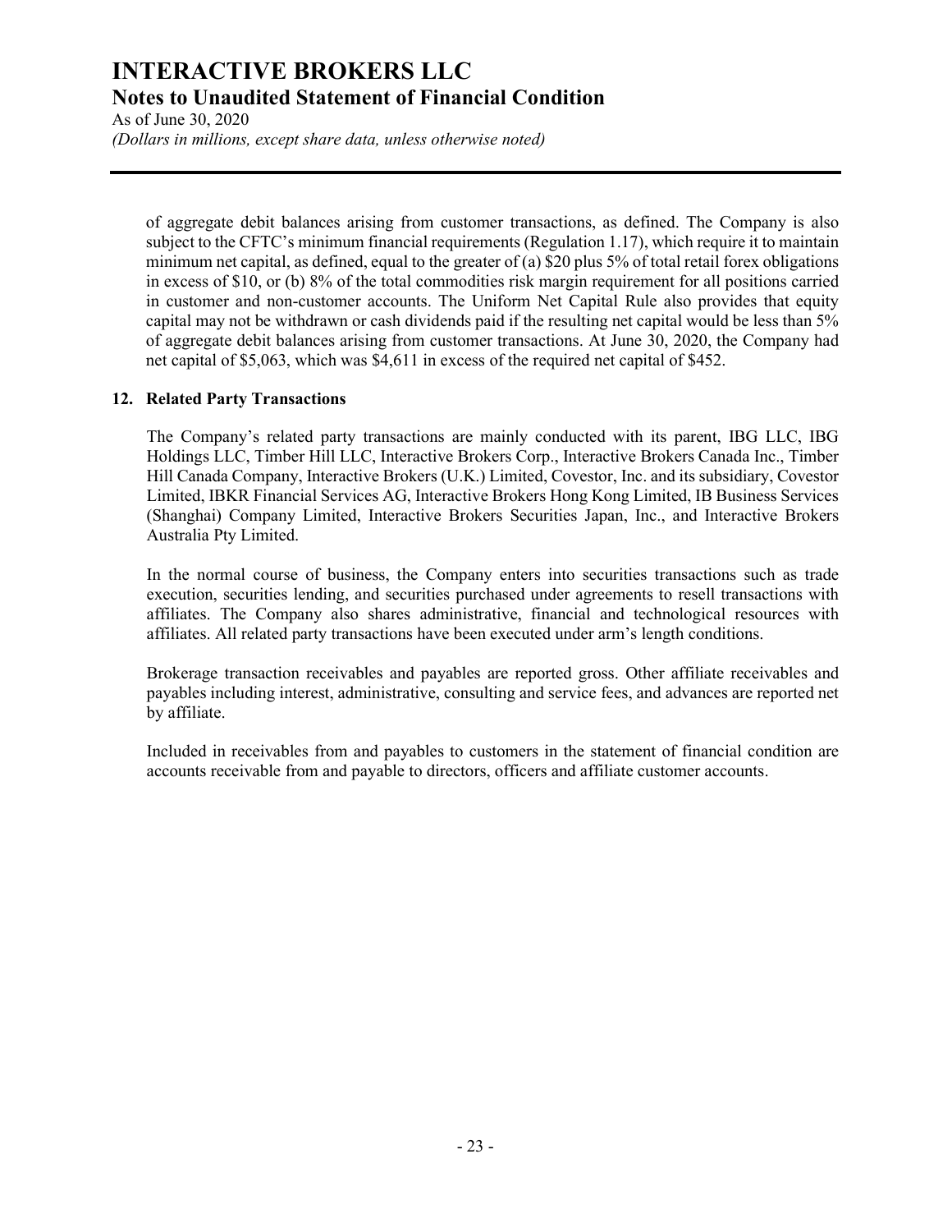of aggregate debit balances arising from customer transactions, as defined. The Company is also subject to the CFTC's minimum financial requirements (Regulation 1.17), which require it to maintain minimum net capital, as defined, equal to the greater of (a) $20 plus 5% of total retail forex obligations in excess of $10, or (b) 8% of the total commodities risk margin requirement for all positions carried in customer and non-customer accounts. The Uniform Net Capital Rule also provides that equity capital may not be withdrawn or cash dividends paid if the resulting net capital would be less than 5% of aggregate debit balances arising from customer transactions. At June 30, 2020, the Company had net capital of $5,063, which was $4,611 in excess of the required net capital of $452.

## 12. Related Party Transactions

The Company's related party transactions are mainly conducted with its parent, IBG LLC, IBG Holdings LLC, Timber Hill LLC, Interactive Brokers Corp., Interactive Brokers Canada Inc., Timber Hill Canada Company, Interactive Brokers (U.K.) Limited, Covestor, Inc. and its subsidiary, Covestor Limited, IBKR Financial Services AG, Interactive Brokers Hong Kong Limited, IB Business Services (Shanghai) Company Limited, Interactive Brokers Securities Japan, Inc., and Interactive Brokers Australia Pty Limited.

In the normal course of business, the Company enters into securities transactions such as trade execution, securities lending, and securities purchased under agreements to resell transactions with affiliates. The Company also shares administrative, financial and technological resources with affiliates. All related party transactions have been executed under arm's length conditions.

Brokerage transaction receivables and payables are reported gross. Other affiliate receivables and payables including interest, administrative, consulting and service fees, and advances are reported net by affiliate.

Included in receivables from and payables to customers in the statement of financial condition are accounts receivable from and payable to directors, officers and affiliate customer accounts.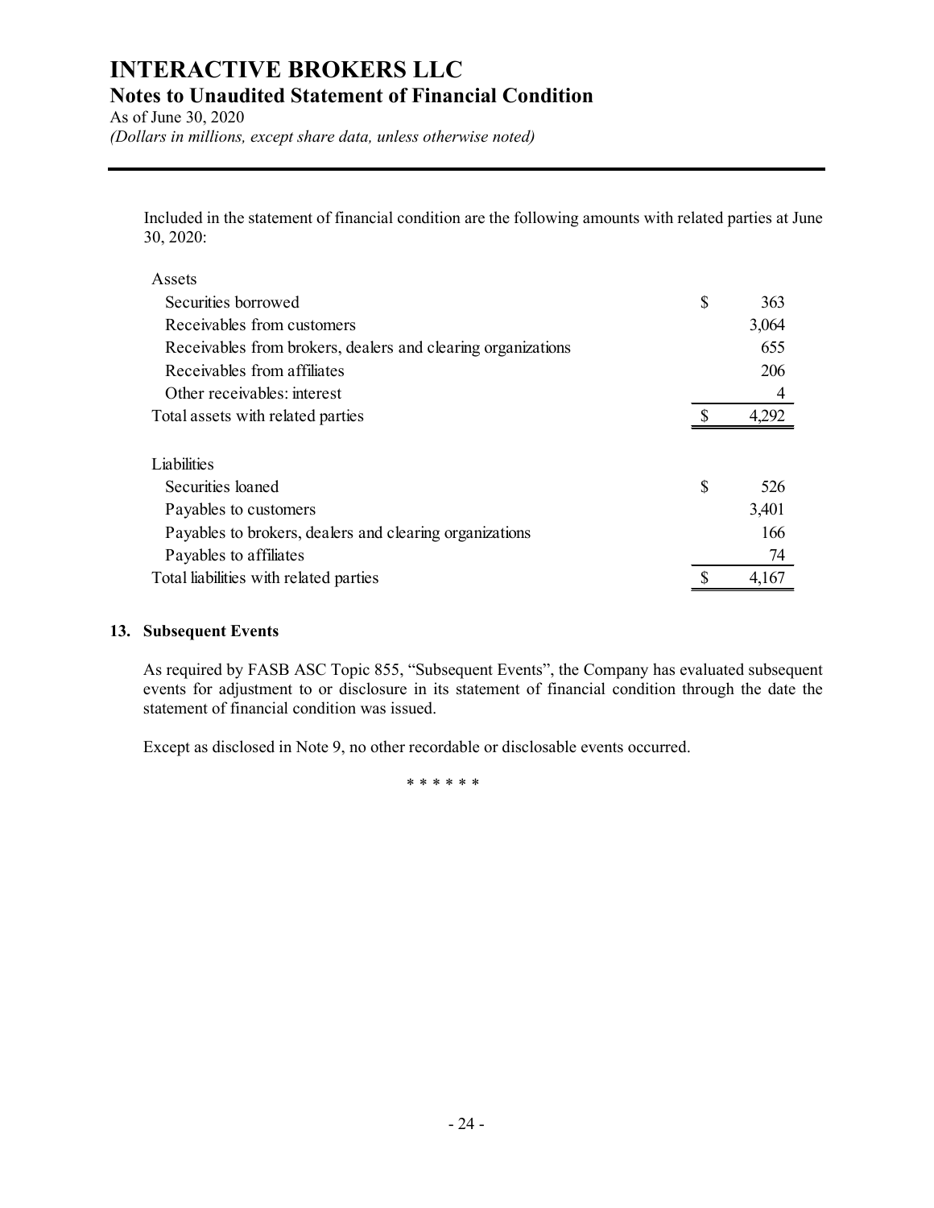# INTERACTIVE BROKERS LLC
## Notes to Unaudited Statement of Financial Condition

As of June 30, 2020
*(Dollars in millions, except share data, unless otherwise noted)*

Included in the statement of financial condition are the following amounts with related parties at June 30, 2020:

| | | |
|---|---|---|
| Assets | | |
| Securities borrowed | $ | 363 |
| Receivables from customers | | 3,064 |
| Receivables from brokers, dealers and clearing organizations | | 655 |
| Receivables from affiliates | | 206 |
| Other receivables: interest | | 4 |
| Total assets with related parties | $ | 4,292 |
| | | |
| Liabilities | | |
| Securities loaned | $ | 526 |
| Payables to customers | | 3,401 |
| Payables to brokers, dealers and clearing organizations | | 166 |
| Payables to affiliates | | 74 |
| Total liabilities with related parties | $ | 4,167 |

### 13. Subsequent Events

As required by FASB ASC Topic 855, "Subsequent Events", the Company has evaluated subsequent events for adjustment to or disclosure in its statement of financial condition through the date the statement of financial condition was issued.

Except as disclosed in Note 9, no other recordable or disclosable events occurred.

\* \* \* \* \* \*